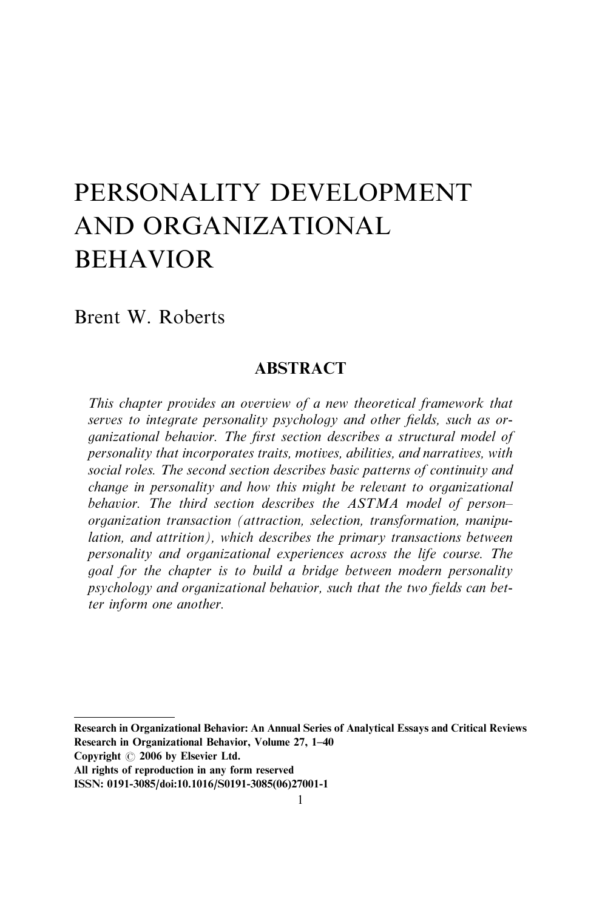# PERSONALITY DEVELOPMENT AND ORGANIZATIONAL BEHAVIOR

Brent W. Roberts

## ABSTRACT

*This chapter provides an overview of a new theoretical framework that serves to integrate personality psychology and other fields, such as organizational behavior. The first section describes a structural model of personality that incorporates traits, motives, abilities, and narratives, with social roles. The second section describes basic patterns of continuity and change in personality and how this might be relevant to organizational behavior. The third section describes the ASTMA model of person–organization transaction (attraction, selection, transformation, manipulation, and attrition), which describes the primary transactions between personality and organizational experiences across the life course. The goal for the chapter is to build a bridge between modern personality psychology and organizational behavior, such that the two fields can better inform one another.*

**Research in Organizational Behavior: An Annual Series of Analytical Essays and Critical Reviews**
**Research in Organizational Behavior, Volume 27, 1–40**
**Copyright © 2006 by Elsevier Ltd.**
**All rights of reproduction in any form reserved**
**ISSN: 0191-3085/doi:10.1016/S0191-3085(06)27001-1**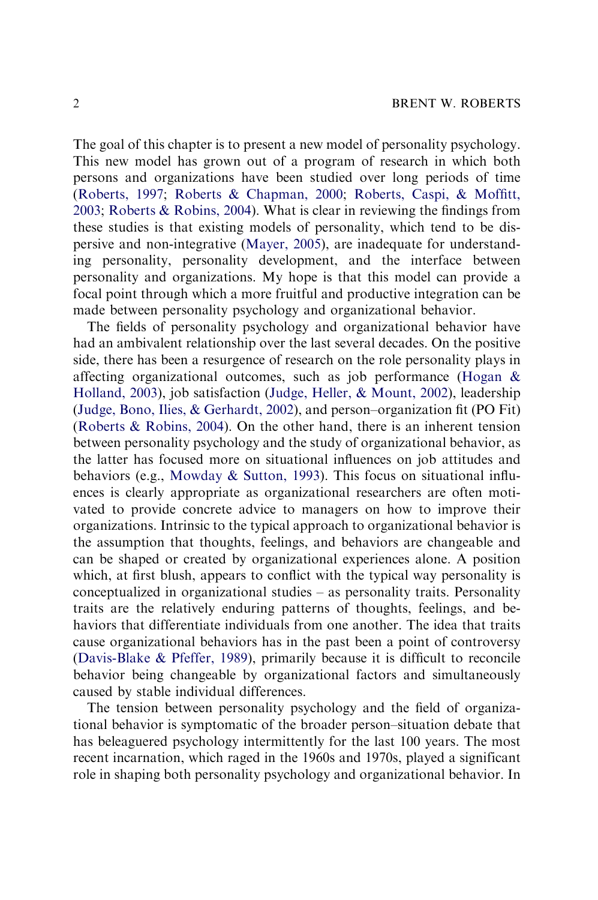The goal of this chapter is to present a new model of personality psychology. This new model has grown out of a program of research in which both persons and organizations have been studied over long periods of time (Roberts, 1997; Roberts & Chapman, 2000; Roberts, Caspi, & Moffitt, 2003; Roberts & Robins, 2004). What is clear in reviewing the findings from these studies is that existing models of personality, which tend to be dispersive and non-integrative (Mayer, 2005), are inadequate for understanding personality, personality development, and the interface between personality and organizations. My hope is that this model can provide a focal point through which a more fruitful and productive integration can be made between personality psychology and organizational behavior.

The fields of personality psychology and organizational behavior have had an ambivalent relationship over the last several decades. On the positive side, there has been a resurgence of research on the role personality plays in affecting organizational outcomes, such as job performance (Hogan & Holland, 2003), job satisfaction (Judge, Heller, & Mount, 2002), leadership (Judge, Bono, Ilies, & Gerhardt, 2002), and person–organization fit (PO Fit) (Roberts & Robins, 2004). On the other hand, there is an inherent tension between personality psychology and the study of organizational behavior, as the latter has focused more on situational influences on job attitudes and behaviors (e.g., Mowday & Sutton, 1993). This focus on situational influences is clearly appropriate as organizational researchers are often motivated to provide concrete advice to managers on how to improve their organizations. Intrinsic to the typical approach to organizational behavior is the assumption that thoughts, feelings, and behaviors are changeable and can be shaped or created by organizational experiences alone. A position which, at first blush, appears to conflict with the typical way personality is conceptualized in organizational studies – as personality traits. Personality traits are the relatively enduring patterns of thoughts, feelings, and behaviors that differentiate individuals from one another. The idea that traits cause organizational behaviors has in the past been a point of controversy (Davis-Blake & Pfeffer, 1989), primarily because it is difficult to reconcile behavior being changeable by organizational factors and simultaneously caused by stable individual differences.

The tension between personality psychology and the field of organizational behavior is symptomatic of the broader person–situation debate that has beleaguered psychology intermittently for the last 100 years. The most recent incarnation, which raged in the 1960s and 1970s, played a significant role in shaping both personality psychology and organizational behavior. In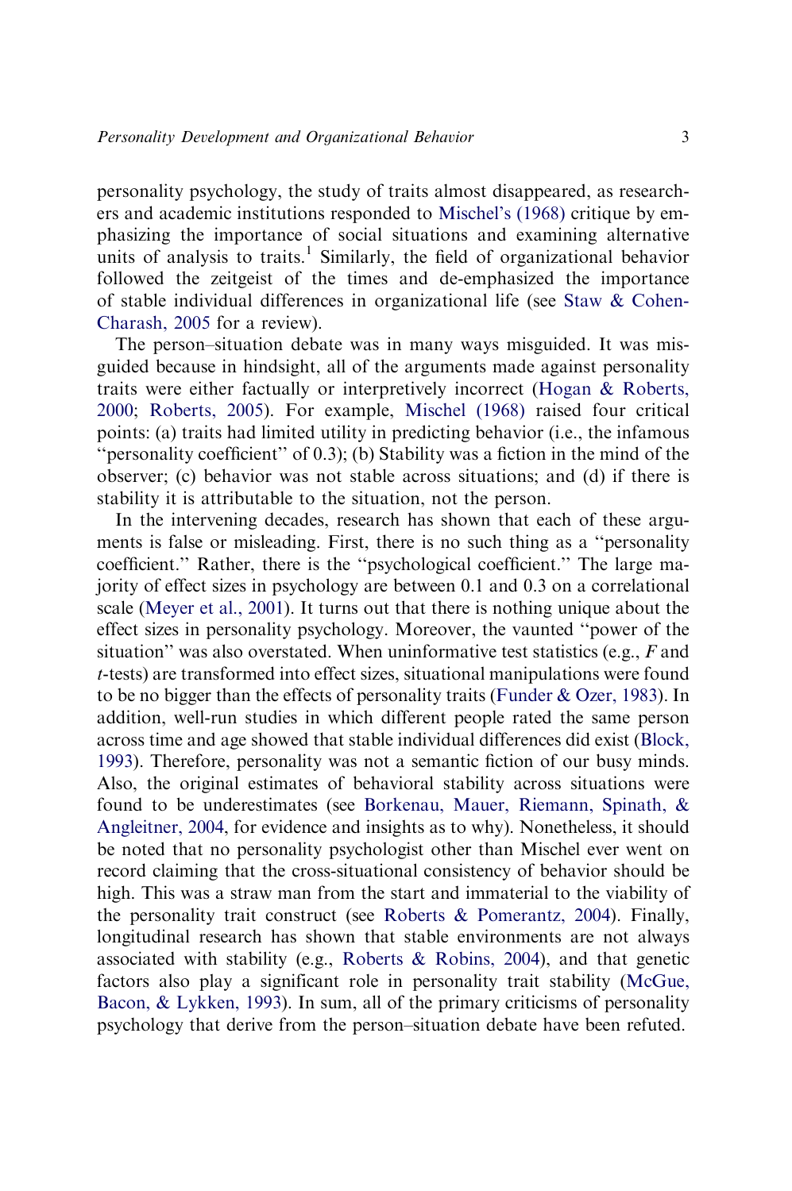personality psychology, the study of traits almost disappeared, as researchers and academic institutions responded to Mischel's (1968) critique by emphasizing the importance of social situations and examining alternative units of analysis to traits.[1] Similarly, the field of organizational behavior followed the zeitgeist of the times and de-emphasized the importance of stable individual differences in organizational life (see Staw & Cohen-Charash, 2005 for a review).

The person–situation debate was in many ways misguided. It was misguided because in hindsight, all of the arguments made against personality traits were either factually or interpretively incorrect (Hogan & Roberts, 2000; Roberts, 2005). For example, Mischel (1968) raised four critical points: (a) traits had limited utility in predicting behavior (i.e., the infamous ''personality coefficient'' of 0.3); (b) Stability was a fiction in the mind of the observer; (c) behavior was not stable across situations; and (d) if there is stability it is attributable to the situation, not the person.

In the intervening decades, research has shown that each of these arguments is false or misleading. First, there is no such thing as a ''personality coefficient.'' Rather, there is the ''psychological coefficient.'' The large majority of effect sizes in psychology are between 0.1 and 0.3 on a correlational scale (Meyer et al., 2001). It turns out that there is nothing unique about the effect sizes in personality psychology. Moreover, the vaunted ''power of the situation'' was also overstated. When uninformative test statistics (e.g., $F$ and $t$-tests) are transformed into effect sizes, situational manipulations were found to be no bigger than the effects of personality traits (Funder & Ozer, 1983). In addition, well-run studies in which different people rated the same person across time and age showed that stable individual differences did exist (Block, 1993). Therefore, personality was not a semantic fiction of our busy minds. Also, the original estimates of behavioral stability across situations were found to be underestimates (see Borkenau, Mauer, Riemann, Spinath, & Angleitner, 2004, for evidence and insights as to why). Nonetheless, it should be noted that no personality psychologist other than Mischel ever went on record claiming that the cross-situational consistency of behavior should be high. This was a straw man from the start and immaterial to the viability of the personality trait construct (see Roberts & Pomerantz, 2004). Finally, longitudinal research has shown that stable environments are not always associated with stability (e.g., Roberts & Robins, 2004), and that genetic factors also play a significant role in personality trait stability (McGue, Bacon, & Lykken, 1993). In sum, all of the primary criticisms of personality psychology that derive from the person–situation debate have been refuted.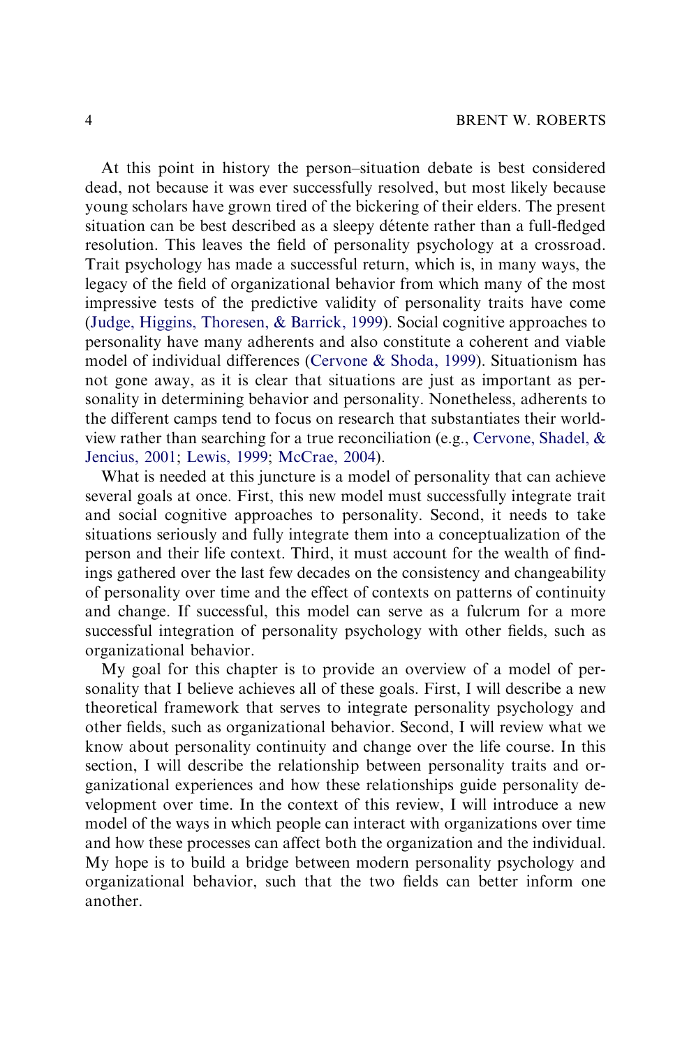At this point in history the person–situation debate is best considered dead, not because it was ever successfully resolved, but most likely because young scholars have grown tired of the bickering of their elders. The present situation can be best described as a sleepy détente rather than a full-fledged resolution. This leaves the field of personality psychology at a crossroad. Trait psychology has made a successful return, which is, in many ways, the legacy of the field of organizational behavior from which many of the most impressive tests of the predictive validity of personality traits have come (Judge, Higgins, Thoresen, & Barrick, 1999). Social cognitive approaches to personality have many adherents and also constitute a coherent and viable model of individual differences (Cervone & Shoda, 1999). Situationism has not gone away, as it is clear that situations are just as important as personality in determining behavior and personality. Nonetheless, adherents to the different camps tend to focus on research that substantiates their worldview rather than searching for a true reconciliation (e.g., Cervone, Shadel, & Jencius, 2001; Lewis, 1999; McCrae, 2004).

What is needed at this juncture is a model of personality that can achieve several goals at once. First, this new model must successfully integrate trait and social cognitive approaches to personality. Second, it needs to take situations seriously and fully integrate them into a conceptualization of the person and their life context. Third, it must account for the wealth of findings gathered over the last few decades on the consistency and changeability of personality over time and the effect of contexts on patterns of continuity and change. If successful, this model can serve as a fulcrum for a more successful integration of personality psychology with other fields, such as organizational behavior.

My goal for this chapter is to provide an overview of a model of personality that I believe achieves all of these goals. First, I will describe a new theoretical framework that serves to integrate personality psychology and other fields, such as organizational behavior. Second, I will review what we know about personality continuity and change over the life course. In this section, I will describe the relationship between personality traits and organizational experiences and how these relationships guide personality development over time. In the context of this review, I will introduce a new model of the ways in which people can interact with organizations over time and how these processes can affect both the organization and the individual. My hope is to build a bridge between modern personality psychology and organizational behavior, such that the two fields can better inform one another.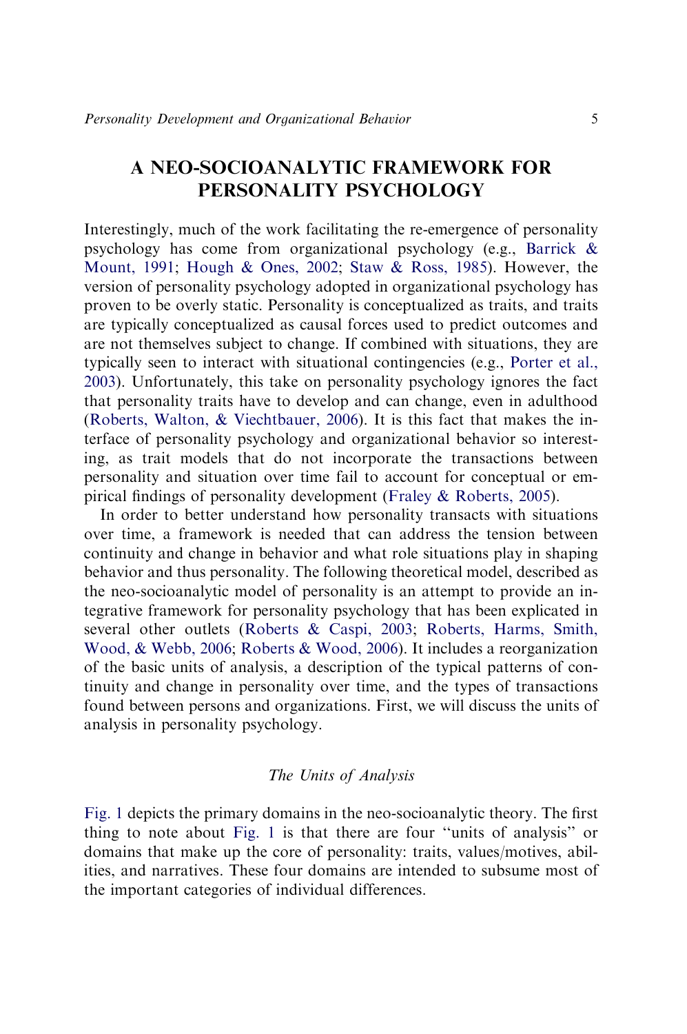## A NEO-SOCIOANALYTIC FRAMEWORK FOR PERSONALITY PSYCHOLOGY

Interestingly, much of the work facilitating the re-emergence of personality psychology has come from organizational psychology (e.g., Barrick & Mount, 1991; Hough & Ones, 2002; Staw & Ross, 1985). However, the version of personality psychology adopted in organizational psychology has proven to be overly static. Personality is conceptualized as traits, and traits are typically conceptualized as causal forces used to predict outcomes and are not themselves subject to change. If combined with situations, they are typically seen to interact with situational contingencies (e.g., Porter et al., 2003). Unfortunately, this take on personality psychology ignores the fact that personality traits have to develop and can change, even in adulthood (Roberts, Walton, & Viechtbauer, 2006). It is this fact that makes the interface of personality psychology and organizational behavior so interesting, as trait models that do not incorporate the transactions between personality and situation over time fail to account for conceptual or empirical findings of personality development (Fraley & Roberts, 2005).

In order to better understand how personality transacts with situations over time, a framework is needed that can address the tension between continuity and change in behavior and what role situations play in shaping behavior and thus personality. The following theoretical model, described as the neo-socioanalytic model of personality is an attempt to provide an integrative framework for personality psychology that has been explicated in several other outlets (Roberts & Caspi, 2003; Roberts, Harms, Smith, Wood, & Webb, 2006; Roberts & Wood, 2006). It includes a reorganization of the basic units of analysis, a description of the typical patterns of continuity and change in personality over time, and the types of transactions found between persons and organizations. First, we will discuss the units of analysis in personality psychology.

### *The Units of Analysis*

Fig. 1 depicts the primary domains in the neo-socioanalytic theory. The first thing to note about Fig. 1 is that there are four "units of analysis" or domains that make up the core of personality: traits, values/motives, abilities, and narratives. These four domains are intended to subsume most of the important categories of individual differences.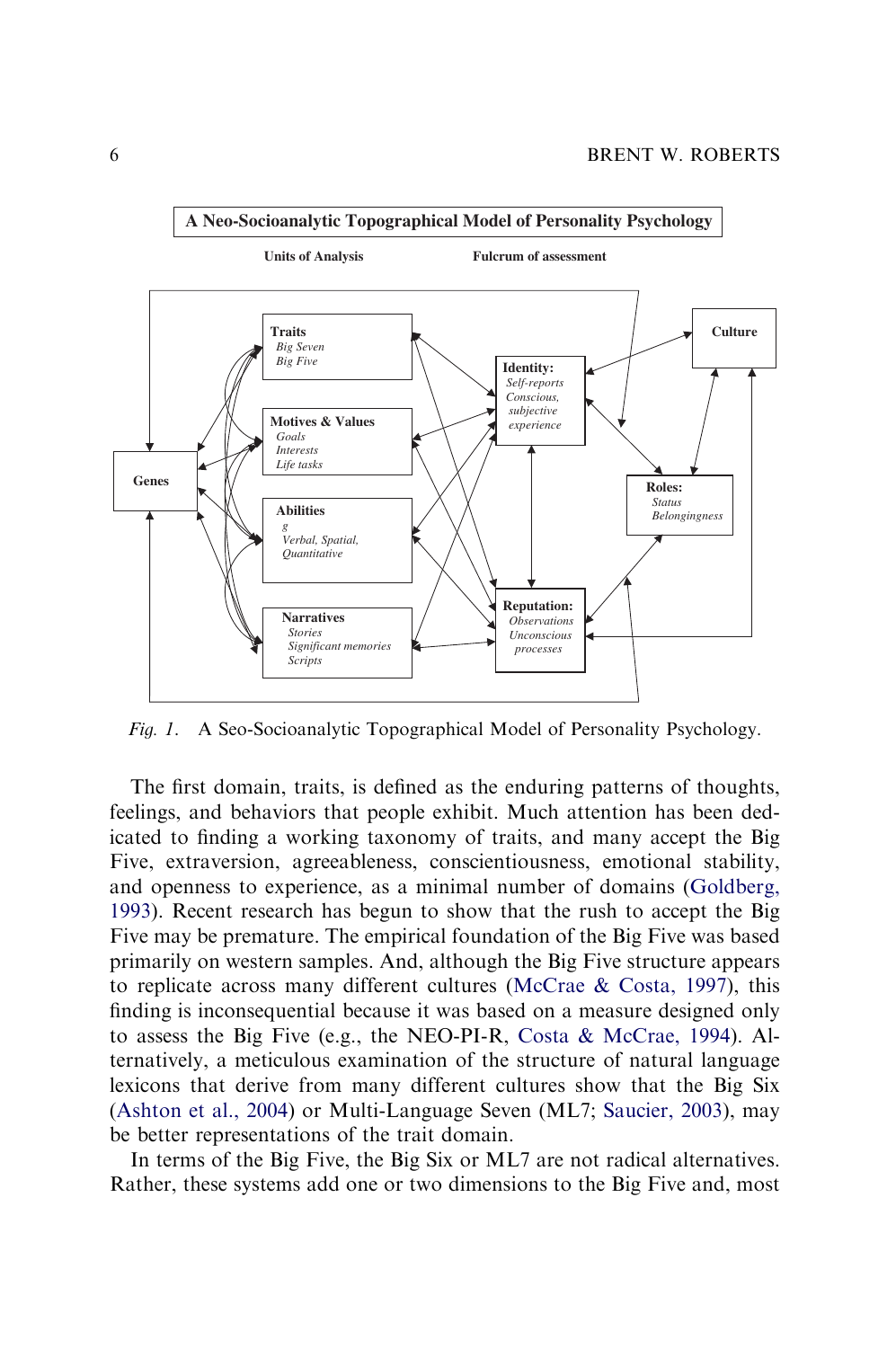A Neo-Socioanalytic Topographical Model of Personality Psychology

Units of Analysis

Fulcrum of assessment

**Traits**
*Big Seven*
*Big Five*

**Motives & Values**
*Goals*
*Interests*
*Life tasks*

**Abilities**
*g*
*Verbal, Spatial, Quantitative*

**Narratives**
*Stories*
*Significant memories*
*Scripts*

**Genes**

**Identity:**
*Self-reports*
*Conscious, subjective experience*

**Reputation:**
*Observations*
*Unconscious processes*

**Culture**

**Roles:**
*Status*
*Belongingness*

*Fig. 1.* A Seo-Socioanalytic Topographical Model of Personality Psychology.

The first domain, traits, is defined as the enduring patterns of thoughts, feelings, and behaviors that people exhibit. Much attention has been dedicated to finding a working taxonomy of traits, and many accept the Big Five, extraversion, agreeableness, conscientiousness, emotional stability, and openness to experience, as a minimal number of domains (Goldberg, 1993). Recent research has begun to show that the rush to accept the Big Five may be premature. The empirical foundation of the Big Five was based primarily on western samples. And, although the Big Five structure appears to replicate across many different cultures (McCrae & Costa, 1997), this finding is inconsequential because it was based on a measure designed only to assess the Big Five (e.g., the NEO-PI-R, Costa & McCrae, 1994). Alternatively, a meticulous examination of the structure of natural language lexicons that derive from many different cultures show that the Big Six (Ashton et al., 2004) or Multi-Language Seven (ML7; Saucier, 2003), may be better representations of the trait domain.

In terms of the Big Five, the Big Six or ML7 are not radical alternatives. Rather, these systems add one or two dimensions to the Big Five and, most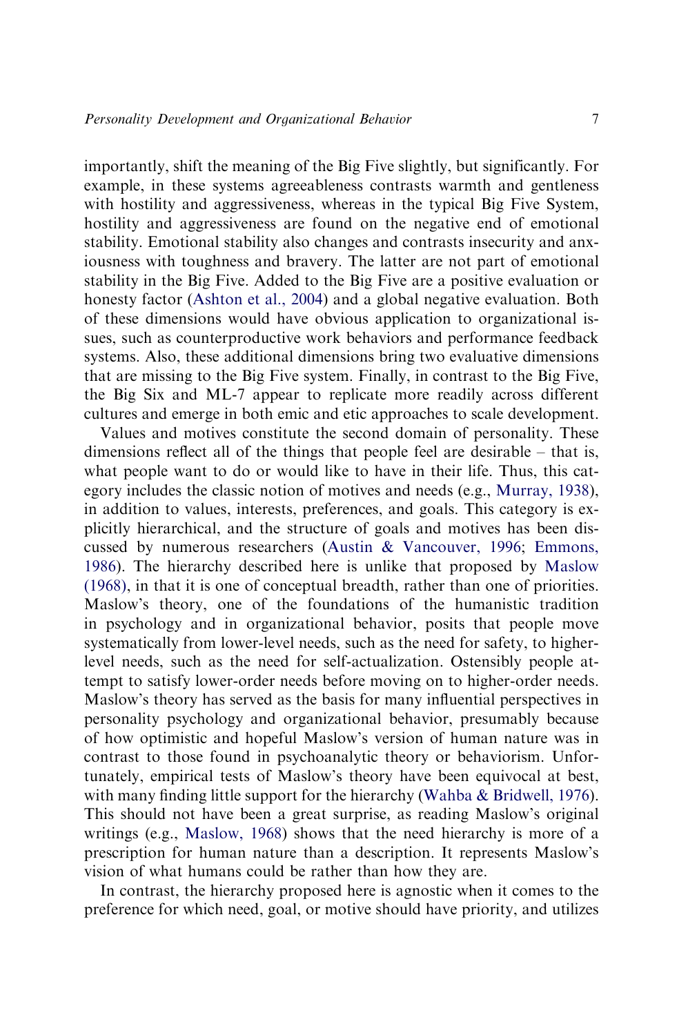importantly, shift the meaning of the Big Five slightly, but significantly. For example, in these systems agreeableness contrasts warmth and gentleness with hostility and aggressiveness, whereas in the typical Big Five System, hostility and aggressiveness are found on the negative end of emotional stability. Emotional stability also changes and contrasts insecurity and anxiousness with toughness and bravery. The latter are not part of emotional stability in the Big Five. Added to the Big Five are a positive evaluation or honesty factor (Ashton et al., 2004) and a global negative evaluation. Both of these dimensions would have obvious application to organizational issues, such as counterproductive work behaviors and performance feedback systems. Also, these additional dimensions bring two evaluative dimensions that are missing to the Big Five system. Finally, in contrast to the Big Five, the Big Six and ML-7 appear to replicate more readily across different cultures and emerge in both emic and etic approaches to scale development.

Values and motives constitute the second domain of personality. These dimensions reflect all of the things that people feel are desirable – that is, what people want to do or would like to have in their life. Thus, this category includes the classic notion of motives and needs (e.g., Murray, 1938), in addition to values, interests, preferences, and goals. This category is explicitly hierarchical, and the structure of goals and motives has been discussed by numerous researchers (Austin & Vancouver, 1996; Emmons, 1986). The hierarchy described here is unlike that proposed by Maslow (1968), in that it is one of conceptual breadth, rather than one of priorities. Maslow's theory, one of the foundations of the humanistic tradition in psychology and in organizational behavior, posits that people move systematically from lower-level needs, such as the need for safety, to higher-level needs, such as the need for self-actualization. Ostensibly people attempt to satisfy lower-order needs before moving on to higher-order needs. Maslow's theory has served as the basis for many influential perspectives in personality psychology and organizational behavior, presumably because of how optimistic and hopeful Maslow's version of human nature was in contrast to those found in psychoanalytic theory or behaviorism. Unfortunately, empirical tests of Maslow's theory have been equivocal at best, with many finding little support for the hierarchy (Wahba & Bridwell, 1976). This should not have been a great surprise, as reading Maslow's original writings (e.g., Maslow, 1968) shows that the need hierarchy is more of a prescription for human nature than a description. It represents Maslow's vision of what humans could be rather than how they are.

In contrast, the hierarchy proposed here is agnostic when it comes to the preference for which need, goal, or motive should have priority, and utilizes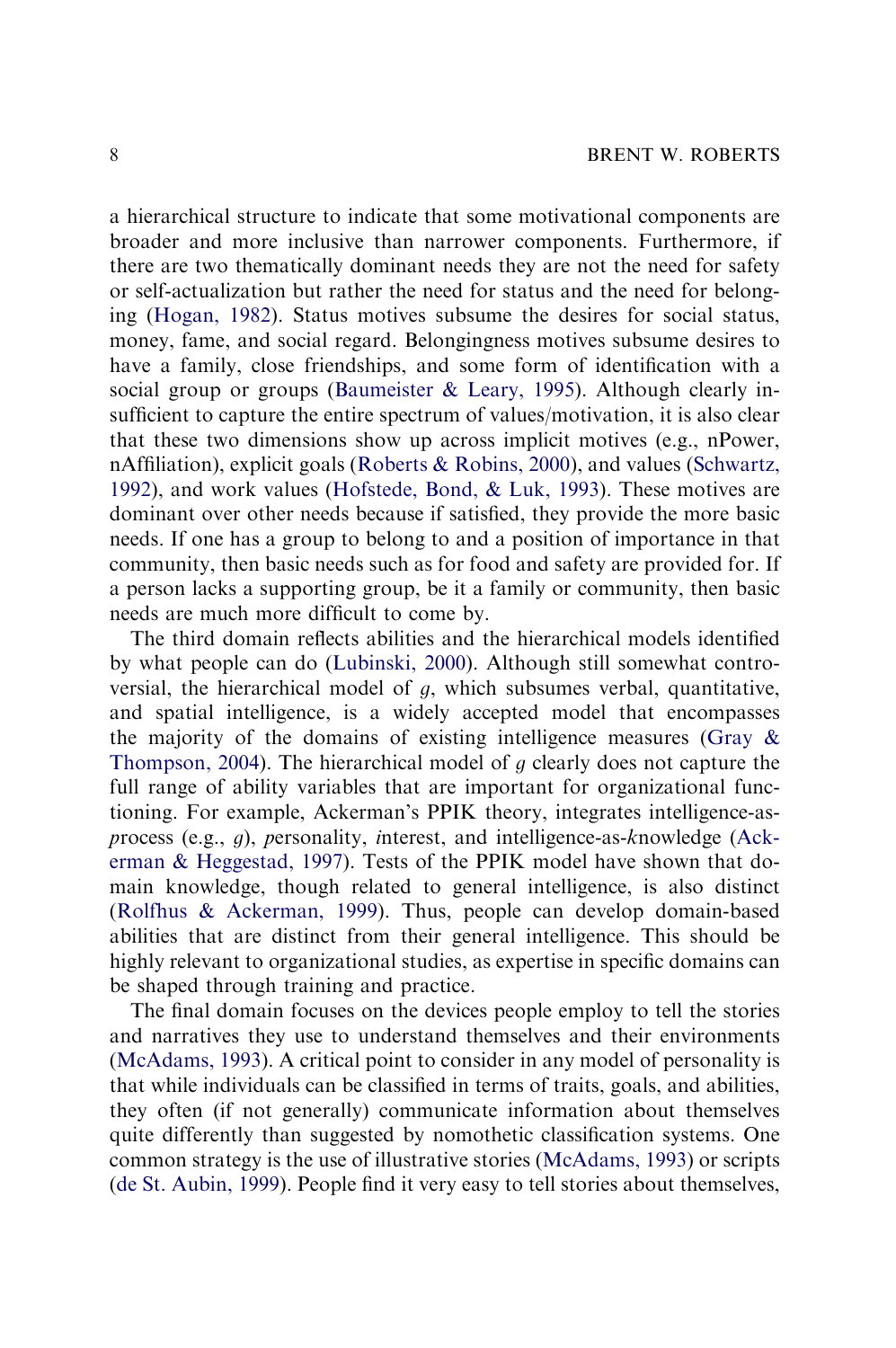a hierarchical structure to indicate that some motivational components are broader and more inclusive than narrower components. Furthermore, if there are two thematically dominant needs they are not the need for safety or self-actualization but rather the need for status and the need for belonging (Hogan, 1982). Status motives subsume the desires for social status, money, fame, and social regard. Belongingness motives subsume desires to have a family, close friendships, and some form of identification with a social group or groups (Baumeister & Leary, 1995). Although clearly insufficient to capture the entire spectrum of values/motivation, it is also clear that these two dimensions show up across implicit motives (e.g., nPower, nAffiliation), explicit goals (Roberts & Robins, 2000), and values (Schwartz, 1992), and work values (Hofstede, Bond, & Luk, 1993). These motives are dominant over other needs because if satisfied, they provide the more basic needs. If one has a group to belong to and a position of importance in that community, then basic needs such as for food and safety are provided for. If a person lacks a supporting group, be it a family or community, then basic needs are much more difficult to come by.

The third domain reflects abilities and the hierarchical models identified by what people can do (Lubinski, 2000). Although still somewhat controversial, the hierarchical model of *g*, which subsumes verbal, quantitative, and spatial intelligence, is a widely accepted model that encompasses the majority of the domains of existing intelligence measures (Gray & Thompson, 2004). The hierarchical model of *g* clearly does not capture the full range of ability variables that are important for organizational functioning. For example, Ackerman's PPIK theory, integrates intelligence-as-*p*rocess (e.g., *g*), *p*ersonality, *i*nterest, and intelligence-as-*k*nowledge (Ackerman & Heggestad, 1997). Tests of the PPIK model have shown that domain knowledge, though related to general intelligence, is also distinct (Rolfhus & Ackerman, 1999). Thus, people can develop domain-based abilities that are distinct from their general intelligence. This should be highly relevant to organizational studies, as expertise in specific domains can be shaped through training and practice.

The final domain focuses on the devices people employ to tell the stories and narratives they use to understand themselves and their environments (McAdams, 1993). A critical point to consider in any model of personality is that while individuals can be classified in terms of traits, goals, and abilities, they often (if not generally) communicate information about themselves quite differently than suggested by nomothetic classification systems. One common strategy is the use of illustrative stories (McAdams, 1993) or scripts (de St. Aubin, 1999). People find it very easy to tell stories about themselves,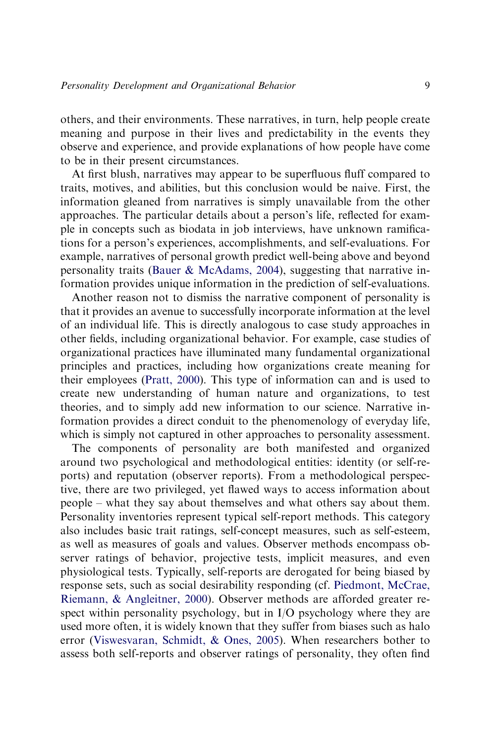others, and their environments. These narratives, in turn, help people create meaning and purpose in their lives and predictability in the events they observe and experience, and provide explanations of how people have come to be in their present circumstances.

At first blush, narratives may appear to be superfluous fluff compared to traits, motives, and abilities, but this conclusion would be naive. First, the information gleaned from narratives is simply unavailable from the other approaches. The particular details about a person's life, reflected for example in concepts such as biodata in job interviews, have unknown ramifications for a person's experiences, accomplishments, and self-evaluations. For example, narratives of personal growth predict well-being above and beyond personality traits (Bauer & McAdams, 2004), suggesting that narrative information provides unique information in the prediction of self-evaluations.

Another reason not to dismiss the narrative component of personality is that it provides an avenue to successfully incorporate information at the level of an individual life. This is directly analogous to case study approaches in other fields, including organizational behavior. For example, case studies of organizational practices have illuminated many fundamental organizational principles and practices, including how organizations create meaning for their employees (Pratt, 2000). This type of information can and is used to create new understanding of human nature and organizations, to test theories, and to simply add new information to our science. Narrative information provides a direct conduit to the phenomenology of everyday life, which is simply not captured in other approaches to personality assessment.

The components of personality are both manifested and organized around two psychological and methodological entities: identity (or self-reports) and reputation (observer reports). From a methodological perspective, there are two privileged, yet flawed ways to access information about people – what they say about themselves and what others say about them. Personality inventories represent typical self-report methods. This category also includes basic trait ratings, self-concept measures, such as self-esteem, as well as measures of goals and values. Observer methods encompass observer ratings of behavior, projective tests, implicit measures, and even physiological tests. Typically, self-reports are derogated for being biased by response sets, such as social desirability responding (cf. Piedmont, McCrae, Riemann, & Angleitner, 2000). Observer methods are afforded greater respect within personality psychology, but in I/O psychology where they are used more often, it is widely known that they suffer from biases such as halo error (Viswesvaran, Schmidt, & Ones, 2005). When researchers bother to assess both self-reports and observer ratings of personality, they often find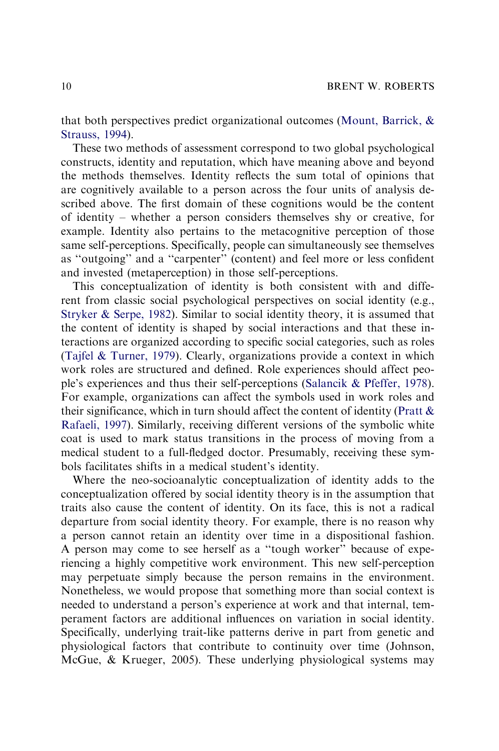that both perspectives predict organizational outcomes (Mount, Barrick, & Strauss, 1994).

These two methods of assessment correspond to two global psychological constructs, identity and reputation, which have meaning above and beyond the methods themselves. Identity reflects the sum total of opinions that are cognitively available to a person across the four units of analysis described above. The first domain of these cognitions would be the content of identity – whether a person considers themselves shy or creative, for example. Identity also pertains to the metacognitive perception of those same self-perceptions. Specifically, people can simultaneously see themselves as "outgoing" and a "carpenter" (content) and feel more or less confident and invested (metaperception) in those self-perceptions.

This conceptualization of identity is both consistent with and different from classic social psychological perspectives on social identity (e.g., Stryker & Serpe, 1982). Similar to social identity theory, it is assumed that the content of identity is shaped by social interactions and that these interactions are organized according to specific social categories, such as roles (Tajfel & Turner, 1979). Clearly, organizations provide a context in which work roles are structured and defined. Role experiences should affect people's experiences and thus their self-perceptions (Salancik & Pfeffer, 1978). For example, organizations can affect the symbols used in work roles and their significance, which in turn should affect the content of identity (Pratt & Rafaeli, 1997). Similarly, receiving different versions of the symbolic white coat is used to mark status transitions in the process of moving from a medical student to a full-fledged doctor. Presumably, receiving these symbols facilitates shifts in a medical student's identity.

Where the neo-socioanalytic conceptualization of identity adds to the conceptualization offered by social identity theory is in the assumption that traits also cause the content of identity. On its face, this is not a radical departure from social identity theory. For example, there is no reason why a person cannot retain an identity over time in a dispositional fashion. A person may come to see herself as a "tough worker" because of experiencing a highly competitive work environment. This new self-perception may perpetuate simply because the person remains in the environment. Nonetheless, we would propose that something more than social context is needed to understand a person's experience at work and that internal, temperament factors are additional influences on variation in social identity. Specifically, underlying trait-like patterns derive in part from genetic and physiological factors that contribute to continuity over time (Johnson, McGue, & Krueger, 2005). These underlying physiological systems may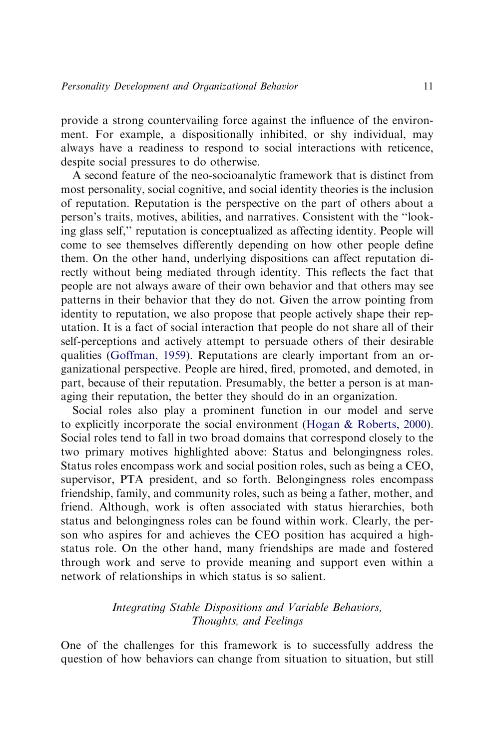provide a strong countervailing force against the influence of the environment. For example, a dispositionally inhibited, or shy individual, may always have a readiness to respond to social interactions with reticence, despite social pressures to do otherwise.

A second feature of the neo-socioanalytic framework that is distinct from most personality, social cognitive, and social identity theories is the inclusion of reputation. Reputation is the perspective on the part of others about a person's traits, motives, abilities, and narratives. Consistent with the "looking glass self," reputation is conceptualized as affecting identity. People will come to see themselves differently depending on how other people define them. On the other hand, underlying dispositions can affect reputation directly without being mediated through identity. This reflects the fact that people are not always aware of their own behavior and that others may see patterns in their behavior that they do not. Given the arrow pointing from identity to reputation, we also propose that people actively shape their reputation. It is a fact of social interaction that people do not share all of their self-perceptions and actively attempt to persuade others of their desirable qualities (Goffman, 1959). Reputations are clearly important from an organizational perspective. People are hired, fired, promoted, and demoted, in part, because of their reputation. Presumably, the better a person is at managing their reputation, the better they should do in an organization.

Social roles also play a prominent function in our model and serve to explicitly incorporate the social environment (Hogan & Roberts, 2000). Social roles tend to fall in two broad domains that correspond closely to the two primary motives highlighted above: Status and belongingness roles. Status roles encompass work and social position roles, such as being a CEO, supervisor, PTA president, and so forth. Belongingness roles encompass friendship, family, and community roles, such as being a father, mother, and friend. Although, work is often associated with status hierarchies, both status and belongingness roles can be found within work. Clearly, the person who aspires for and achieves the CEO position has acquired a high-status role. On the other hand, many friendships are made and fostered through work and serve to provide meaning and support even within a network of relationships in which status is so salient.

### *Integrating Stable Dispositions and Variable Behaviors, Thoughts, and Feelings*

One of the challenges for this framework is to successfully address the question of how behaviors can change from situation to situation, but still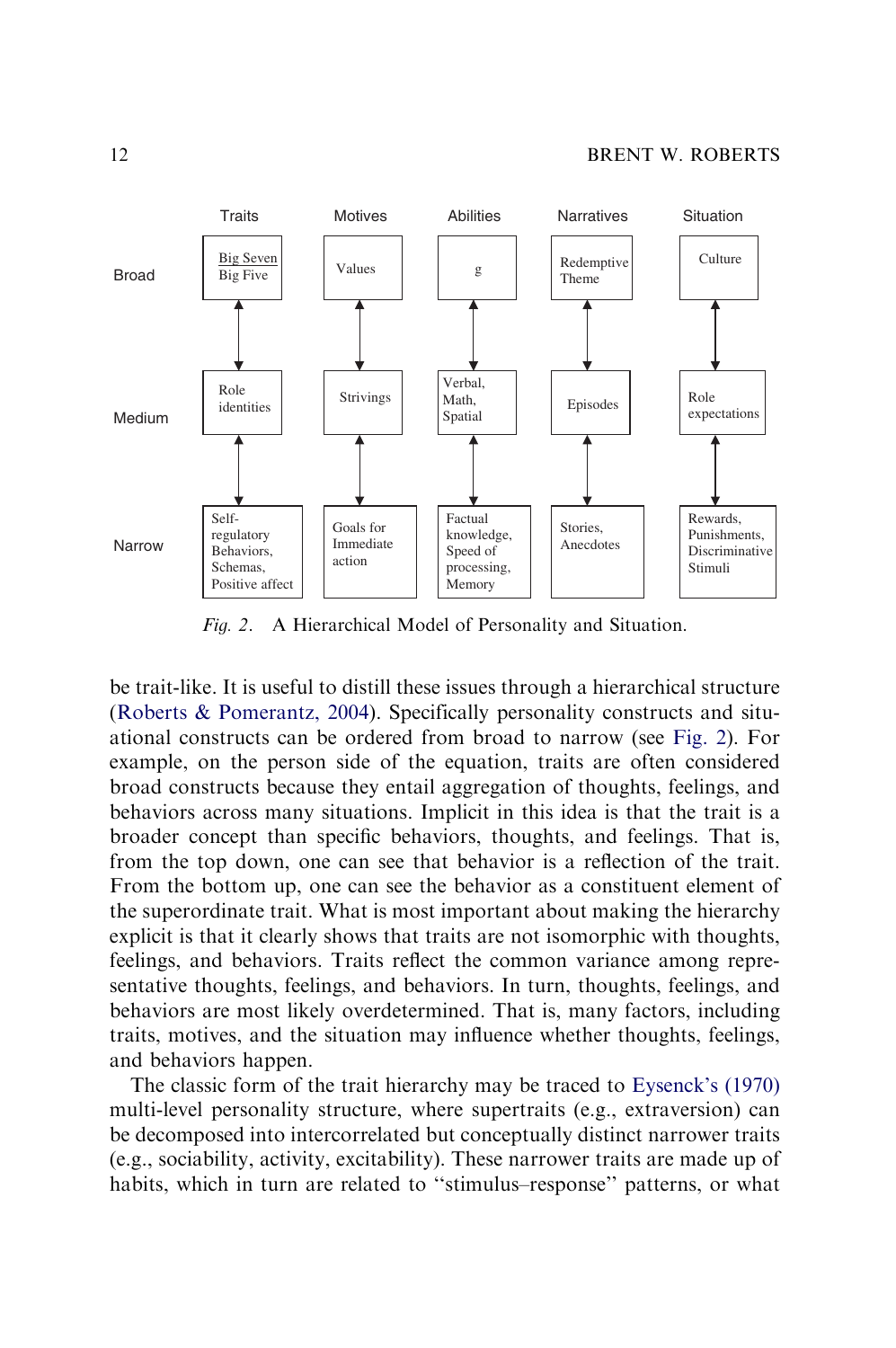| | Traits | Motives | Abilities | Narratives | Situation |
|---|---|---|---|---|---|
| Broad | Big Seven / Big Five | Values | g | Redemptive Theme | Culture |
| Medium | Role identities | Strivings | Verbal, Math, Spatial | Episodes | Role expectations |
| Narrow | Self-regulatory Behaviors, Schemas, Positive affect | Goals for Immediate action | Factual knowledge, Speed of processing, Memory | Stories, Anecdotes | Rewards, Punishments, Discriminative Stimuli |

*Fig. 2*. A Hierarchical Model of Personality and Situation.

be trait-like. It is useful to distill these issues through a hierarchical structure (Roberts & Pomerantz, 2004). Specifically personality constructs and situational constructs can be ordered from broad to narrow (see Fig. 2). For example, on the person side of the equation, traits are often considered broad constructs because they entail aggregation of thoughts, feelings, and behaviors across many situations. Implicit in this idea is that the trait is a broader concept than specific behaviors, thoughts, and feelings. That is, from the top down, one can see that behavior is a reflection of the trait. From the bottom up, one can see the behavior as a constituent element of the superordinate trait. What is most important about making the hierarchy explicit is that it clearly shows that traits are not isomorphic with thoughts, feelings, and behaviors. Traits reflect the common variance among representative thoughts, feelings, and behaviors. In turn, thoughts, feelings, and behaviors are most likely overdetermined. That is, many factors, including traits, motives, and the situation may influence whether thoughts, feelings, and behaviors happen.

The classic form of the trait hierarchy may be traced to Eysenck's (1970) multi-level personality structure, where supertraits (e.g., extraversion) can be decomposed into intercorrelated but conceptually distinct narrower traits (e.g., sociability, activity, excitability). These narrower traits are made up of habits, which in turn are related to "stimulus–response" patterns, or what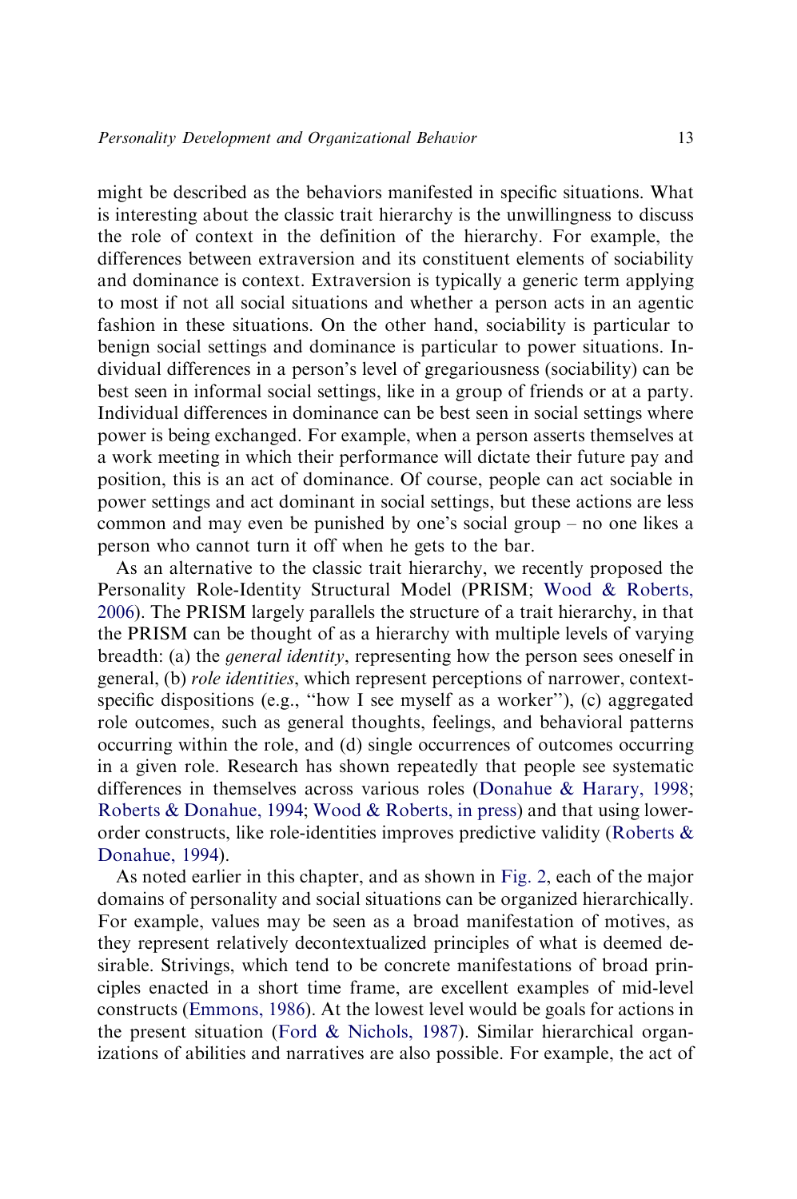might be described as the behaviors manifested in specific situations. What is interesting about the classic trait hierarchy is the unwillingness to discuss the role of context in the definition of the hierarchy. For example, the differences between extraversion and its constituent elements of sociability and dominance is context. Extraversion is typically a generic term applying to most if not all social situations and whether a person acts in an agentic fashion in these situations. On the other hand, sociability is particular to benign social settings and dominance is particular to power situations. Individual differences in a person's level of gregariousness (sociability) can be best seen in informal social settings, like in a group of friends or at a party. Individual differences in dominance can be best seen in social settings where power is being exchanged. For example, when a person asserts themselves at a work meeting in which their performance will dictate their future pay and position, this is an act of dominance. Of course, people can act sociable in power settings and act dominant in social settings, but these actions are less common and may even be punished by one's social group – no one likes a person who cannot turn it off when he gets to the bar.

As an alternative to the classic trait hierarchy, we recently proposed the Personality Role-Identity Structural Model (PRISM; Wood & Roberts, 2006). The PRISM largely parallels the structure of a trait hierarchy, in that the PRISM can be thought of as a hierarchy with multiple levels of varying breadth: (a) the *general identity*, representing how the person sees oneself in general, (b) *role identities*, which represent perceptions of narrower, context-specific dispositions (e.g., "how I see myself as a worker"), (c) aggregated role outcomes, such as general thoughts, feelings, and behavioral patterns occurring within the role, and (d) single occurrences of outcomes occurring in a given role. Research has shown repeatedly that people see systematic differences in themselves across various roles (Donahue & Harary, 1998; Roberts & Donahue, 1994; Wood & Roberts, in press) and that using lower-order constructs, like role-identities improves predictive validity (Roberts & Donahue, 1994).

As noted earlier in this chapter, and as shown in Fig. 2, each of the major domains of personality and social situations can be organized hierarchically. For example, values may be seen as a broad manifestation of motives, as they represent relatively decontextualized principles of what is deemed desirable. Strivings, which tend to be concrete manifestations of broad principles enacted in a short time frame, are excellent examples of mid-level constructs (Emmons, 1986). At the lowest level would be goals for actions in the present situation (Ford & Nichols, 1987). Similar hierarchical organizations of abilities and narratives are also possible. For example, the act of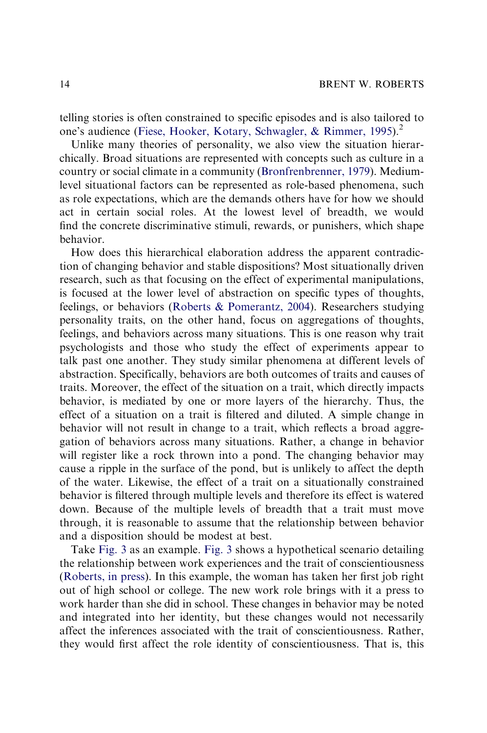telling stories is often constrained to specific episodes and is also tailored to one's audience (Fiese, Hooker, Kotary, Schwagler, & Rimmer, 1995).[2]

Unlike many theories of personality, we also view the situation hierarchically. Broad situations are represented with concepts such as culture in a country or social climate in a community (Bronfrenbrenner, 1979). Medium-level situational factors can be represented as role-based phenomena, such as role expectations, which are the demands others have for how we should act in certain social roles. At the lowest level of breadth, we would find the concrete discriminative stimuli, rewards, or punishers, which shape behavior.

How does this hierarchical elaboration address the apparent contradiction of changing behavior and stable dispositions? Most situationally driven research, such as that focusing on the effect of experimental manipulations, is focused at the lower level of abstraction on specific types of thoughts, feelings, or behaviors (Roberts & Pomerantz, 2004). Researchers studying personality traits, on the other hand, focus on aggregations of thoughts, feelings, and behaviors across many situations. This is one reason why trait psychologists and those who study the effect of experiments appear to talk past one another. They study similar phenomena at different levels of abstraction. Specifically, behaviors are both outcomes of traits and causes of traits. Moreover, the effect of the situation on a trait, which directly impacts behavior, is mediated by one or more layers of the hierarchy. Thus, the effect of a situation on a trait is filtered and diluted. A simple change in behavior will not result in change to a trait, which reflects a broad aggregation of behaviors across many situations. Rather, a change in behavior will register like a rock thrown into a pond. The changing behavior may cause a ripple in the surface of the pond, but is unlikely to affect the depth of the water. Likewise, the effect of a trait on a situationally constrained behavior is filtered through multiple levels and therefore its effect is watered down. Because of the multiple levels of breadth that a trait must move through, it is reasonable to assume that the relationship between behavior and a disposition should be modest at best.

Take Fig. 3 as an example. Fig. 3 shows a hypothetical scenario detailing the relationship between work experiences and the trait of conscientiousness (Roberts, in press). In this example, the woman has taken her first job right out of high school or college. The new work role brings with it a press to work harder than she did in school. These changes in behavior may be noted and integrated into her identity, but these changes would not necessarily affect the inferences associated with the trait of conscientiousness. Rather, they would first affect the role identity of conscientiousness. That is, this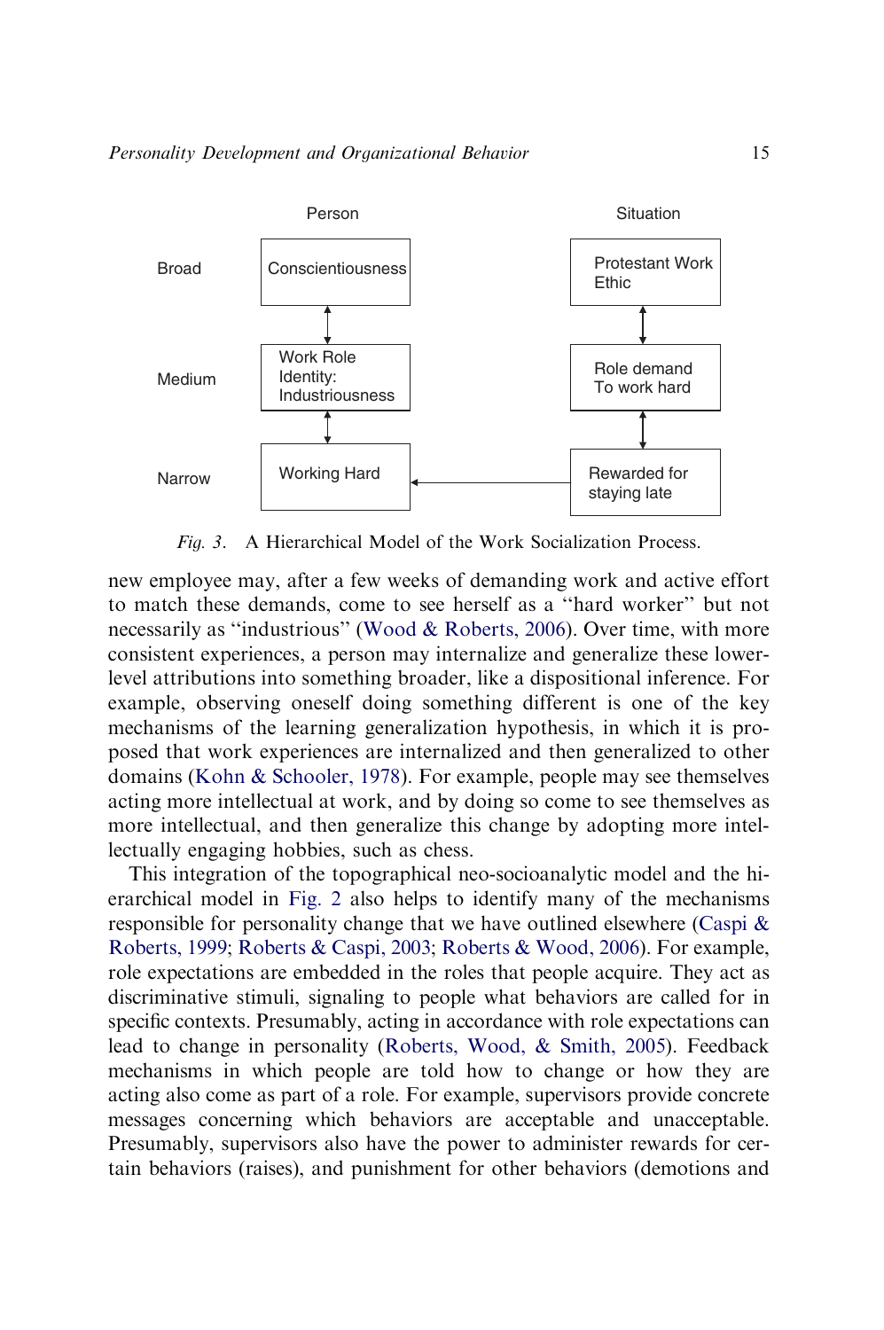| | Person | Situation |
|---|---|---|
| Broad | Conscientiousness | Protestant Work Ethic |
| Medium | Work Role Identity: Industriousness | Role demand To work hard |
| Narrow | Working Hard | Rewarded for staying late |

*Fig. 3.* A Hierarchical Model of the Work Socialization Process.

new employee may, after a few weeks of demanding work and active effort to match these demands, come to see herself as a "hard worker" but not necessarily as "industrious" (Wood & Roberts, 2006). Over time, with more consistent experiences, a person may internalize and generalize these lower-level attributions into something broader, like a dispositional inference. For example, observing oneself doing something different is one of the key mechanisms of the learning generalization hypothesis, in which it is proposed that work experiences are internalized and then generalized to other domains (Kohn & Schooler, 1978). For example, people may see themselves acting more intellectual at work, and by doing so come to see themselves as more intellectual, and then generalize this change by adopting more intellectually engaging hobbies, such as chess.

This integration of the topographical neo-socioanalytic model and the hierarchical model in Fig. 2 also helps to identify many of the mechanisms responsible for personality change that we have outlined elsewhere (Caspi & Roberts, 1999; Roberts & Caspi, 2003; Roberts & Wood, 2006). For example, role expectations are embedded in the roles that people acquire. They act as discriminative stimuli, signaling to people what behaviors are called for in specific contexts. Presumably, acting in accordance with role expectations can lead to change in personality (Roberts, Wood, & Smith, 2005). Feedback mechanisms in which people are told how to change or how they are acting also come as part of a role. For example, supervisors provide concrete messages concerning which behaviors are acceptable and unacceptable. Presumably, supervisors also have the power to administer rewards for certain behaviors (raises), and punishment for other behaviors (demotions and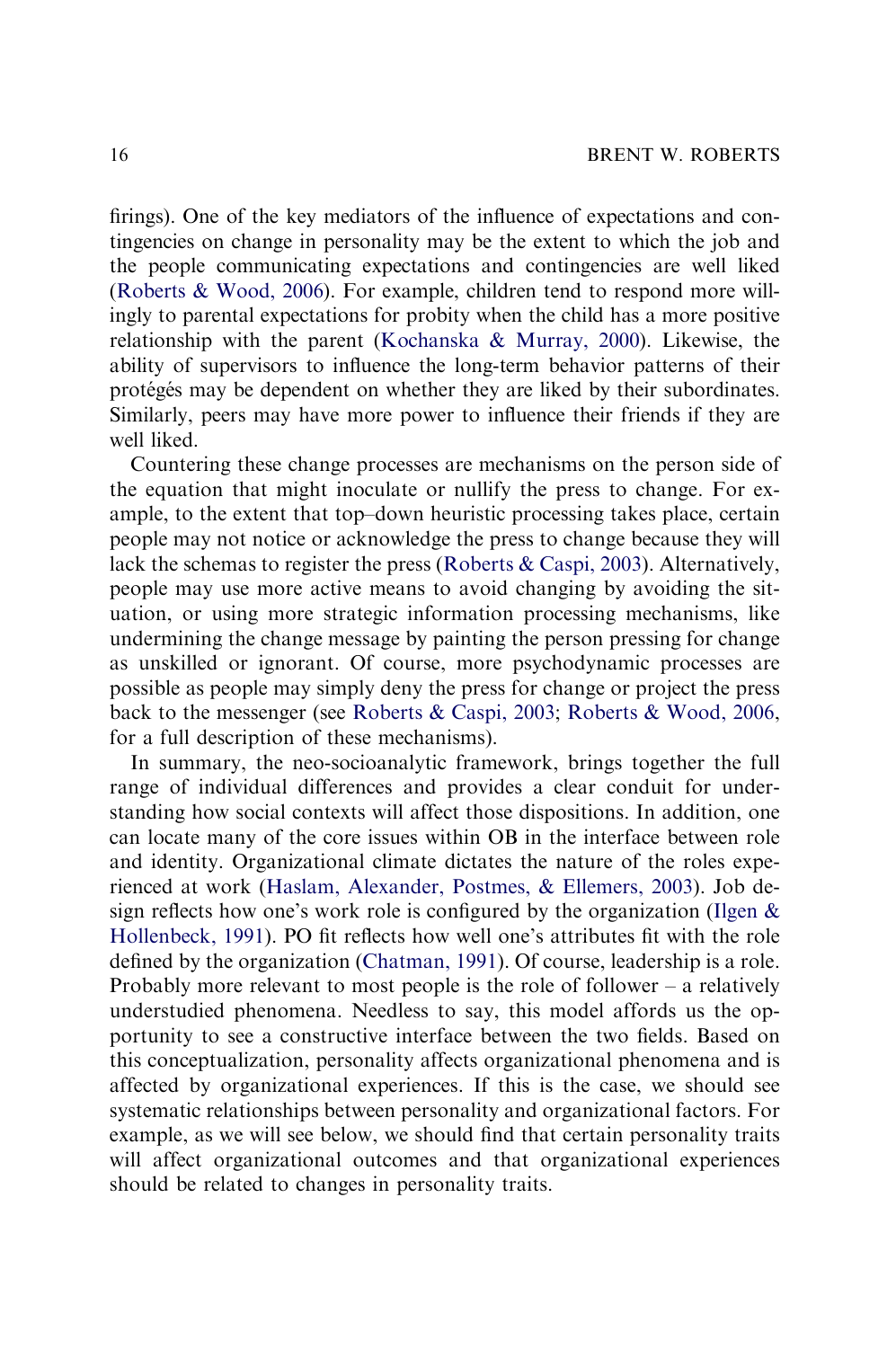firings). One of the key mediators of the influence of expectations and contingencies on change in personality may be the extent to which the job and the people communicating expectations and contingencies are well liked (Roberts & Wood, 2006). For example, children tend to respond more willingly to parental expectations for probity when the child has a more positive relationship with the parent (Kochanska & Murray, 2000). Likewise, the ability of supervisors to influence the long-term behavior patterns of their protégés may be dependent on whether they are liked by their subordinates. Similarly, peers may have more power to influence their friends if they are well liked.

Countering these change processes are mechanisms on the person side of the equation that might inoculate or nullify the press to change. For example, to the extent that top–down heuristic processing takes place, certain people may not notice or acknowledge the press to change because they will lack the schemas to register the press (Roberts & Caspi, 2003). Alternatively, people may use more active means to avoid changing by avoiding the situation, or using more strategic information processing mechanisms, like undermining the change message by painting the person pressing for change as unskilled or ignorant. Of course, more psychodynamic processes are possible as people may simply deny the press for change or project the press back to the messenger (see Roberts & Caspi, 2003; Roberts & Wood, 2006, for a full description of these mechanisms).

In summary, the neo-socioanalytic framework, brings together the full range of individual differences and provides a clear conduit for understanding how social contexts will affect those dispositions. In addition, one can locate many of the core issues within OB in the interface between role and identity. Organizational climate dictates the nature of the roles experienced at work (Haslam, Alexander, Postmes, & Ellemers, 2003). Job design reflects how one's work role is configured by the organization (Ilgen & Hollenbeck, 1991). PO fit reflects how well one's attributes fit with the role defined by the organization (Chatman, 1991). Of course, leadership is a role. Probably more relevant to most people is the role of follower – a relatively understudied phenomena. Needless to say, this model affords us the opportunity to see a constructive interface between the two fields. Based on this conceptualization, personality affects organizational phenomena and is affected by organizational experiences. If this is the case, we should see systematic relationships between personality and organizational factors. For example, as we will see below, we should find that certain personality traits will affect organizational outcomes and that organizational experiences should be related to changes in personality traits.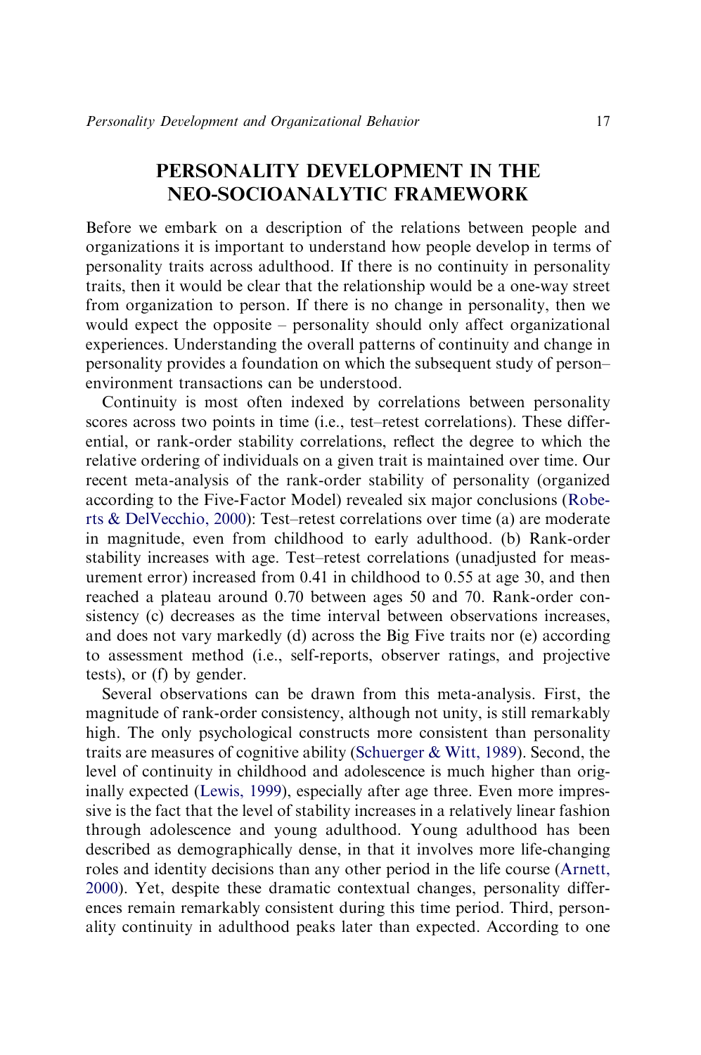## PERSONALITY DEVELOPMENT IN THE NEO-SOCIOANALYTIC FRAMEWORK

Before we embark on a description of the relations between people and organizations it is important to understand how people develop in terms of personality traits across adulthood. If there is no continuity in personality traits, then it would be clear that the relationship would be a one-way street from organization to person. If there is no change in personality, then we would expect the opposite – personality should only affect organizational experiences. Understanding the overall patterns of continuity and change in personality provides a foundation on which the subsequent study of person–environment transactions can be understood.

Continuity is most often indexed by correlations between personality scores across two points in time (i.e., test–retest correlations). These differential, or rank-order stability correlations, reflect the degree to which the relative ordering of individuals on a given trait is maintained over time. Our recent meta-analysis of the rank-order stability of personality (organized according to the Five-Factor Model) revealed six major conclusions (Roberts & DelVecchio, 2000): Test–retest correlations over time (a) are moderate in magnitude, even from childhood to early adulthood. (b) Rank-order stability increases with age. Test–retest correlations (unadjusted for measurement error) increased from 0.41 in childhood to 0.55 at age 30, and then reached a plateau around 0.70 between ages 50 and 70. Rank-order consistency (c) decreases as the time interval between observations increases, and does not vary markedly (d) across the Big Five traits nor (e) according to assessment method (i.e., self-reports, observer ratings, and projective tests), or (f) by gender.

Several observations can be drawn from this meta-analysis. First, the magnitude of rank-order consistency, although not unity, is still remarkably high. The only psychological constructs more consistent than personality traits are measures of cognitive ability (Schuerger & Witt, 1989). Second, the level of continuity in childhood and adolescence is much higher than originally expected (Lewis, 1999), especially after age three. Even more impressive is the fact that the level of stability increases in a relatively linear fashion through adolescence and young adulthood. Young adulthood has been described as demographically dense, in that it involves more life-changing roles and identity decisions than any other period in the life course (Arnett, 2000). Yet, despite these dramatic contextual changes, personality differences remain remarkably consistent during this time period. Third, personality continuity in adulthood peaks later than expected. According to one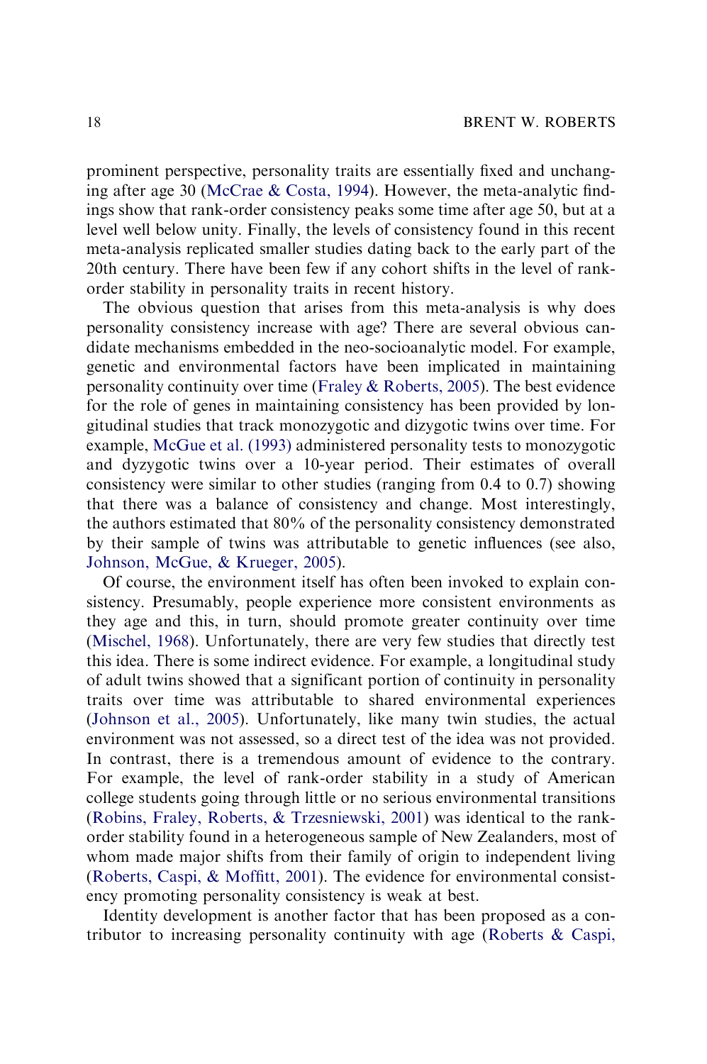prominent perspective, personality traits are essentially fixed and unchanging after age 30 (McCrae & Costa, 1994). However, the meta-analytic findings show that rank-order consistency peaks some time after age 50, but at a level well below unity. Finally, the levels of consistency found in this recent meta-analysis replicated smaller studies dating back to the early part of the 20th century. There have been few if any cohort shifts in the level of rank-order stability in personality traits in recent history.

The obvious question that arises from this meta-analysis is why does personality consistency increase with age? There are several obvious candidate mechanisms embedded in the neo-socioanalytic model. For example, genetic and environmental factors have been implicated in maintaining personality continuity over time (Fraley & Roberts, 2005). The best evidence for the role of genes in maintaining consistency has been provided by longitudinal studies that track monozygotic and dizygotic twins over time. For example, McGue et al. (1993) administered personality tests to monozygotic and dyzygotic twins over a 10-year period. Their estimates of overall consistency were similar to other studies (ranging from 0.4 to 0.7) showing that there was a balance of consistency and change. Most interestingly, the authors estimated that 80% of the personality consistency demonstrated by their sample of twins was attributable to genetic influences (see also, Johnson, McGue, & Krueger, 2005).

Of course, the environment itself has often been invoked to explain consistency. Presumably, people experience more consistent environments as they age and this, in turn, should promote greater continuity over time (Mischel, 1968). Unfortunately, there are very few studies that directly test this idea. There is some indirect evidence. For example, a longitudinal study of adult twins showed that a significant portion of continuity in personality traits over time was attributable to shared environmental experiences (Johnson et al., 2005). Unfortunately, like many twin studies, the actual environment was not assessed, so a direct test of the idea was not provided. In contrast, there is a tremendous amount of evidence to the contrary. For example, the level of rank-order stability in a study of American college students going through little or no serious environmental transitions (Robins, Fraley, Roberts, & Trzesniewski, 2001) was identical to the rank-order stability found in a heterogeneous sample of New Zealanders, most of whom made major shifts from their family of origin to independent living (Roberts, Caspi, & Moffitt, 2001). The evidence for environmental consistency promoting personality consistency is weak at best.

Identity development is another factor that has been proposed as a contributor to increasing personality continuity with age (Roberts & Caspi,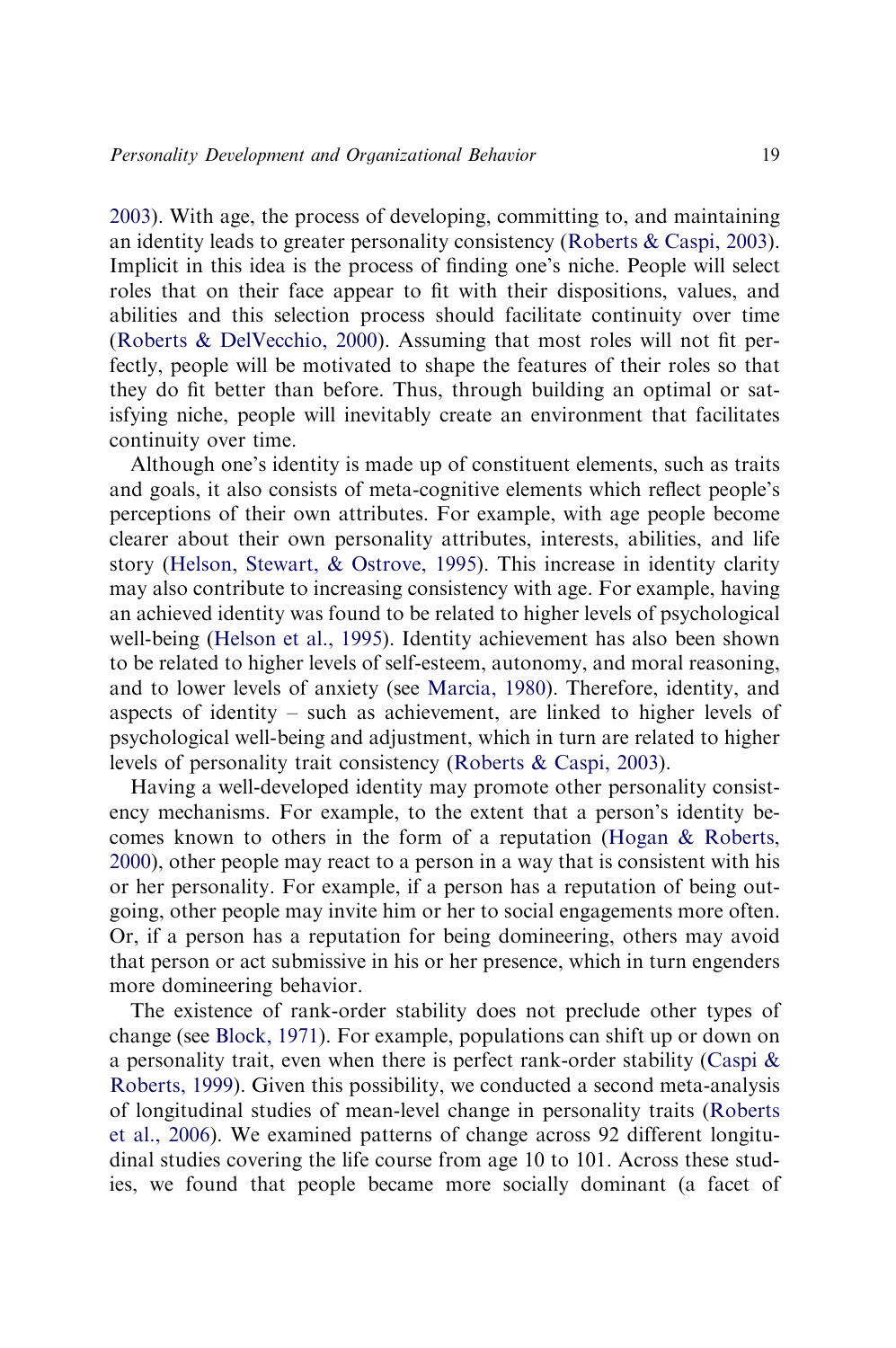2003). With age, the process of developing, committing to, and maintaining an identity leads to greater personality consistency (Roberts & Caspi, 2003). Implicit in this idea is the process of finding one's niche. People will select roles that on their face appear to fit with their dispositions, values, and abilities and this selection process should facilitate continuity over time (Roberts & DelVecchio, 2000). Assuming that most roles will not fit perfectly, people will be motivated to shape the features of their roles so that they do fit better than before. Thus, through building an optimal or satisfying niche, people will inevitably create an environment that facilitates continuity over time.

Although one's identity is made up of constituent elements, such as traits and goals, it also consists of meta-cognitive elements which reflect people's perceptions of their own attributes. For example, with age people become clearer about their own personality attributes, interests, abilities, and life story (Helson, Stewart, & Ostrove, 1995). This increase in identity clarity may also contribute to increasing consistency with age. For example, having an achieved identity was found to be related to higher levels of psychological well-being (Helson et al., 1995). Identity achievement has also been shown to be related to higher levels of self-esteem, autonomy, and moral reasoning, and to lower levels of anxiety (see Marcia, 1980). Therefore, identity, and aspects of identity – such as achievement, are linked to higher levels of psychological well-being and adjustment, which in turn are related to higher levels of personality trait consistency (Roberts & Caspi, 2003).

Having a well-developed identity may promote other personality consistency mechanisms. For example, to the extent that a person's identity becomes known to others in the form of a reputation (Hogan & Roberts, 2000), other people may react to a person in a way that is consistent with his or her personality. For example, if a person has a reputation of being outgoing, other people may invite him or her to social engagements more often. Or, if a person has a reputation for being domineering, others may avoid that person or act submissive in his or her presence, which in turn engenders more domineering behavior.

The existence of rank-order stability does not preclude other types of change (see Block, 1971). For example, populations can shift up or down on a personality trait, even when there is perfect rank-order stability (Caspi & Roberts, 1999). Given this possibility, we conducted a second meta-analysis of longitudinal studies of mean-level change in personality traits (Roberts et al., 2006). We examined patterns of change across 92 different longitudinal studies covering the life course from age 10 to 101. Across these studies, we found that people became more socially dominant (a facet of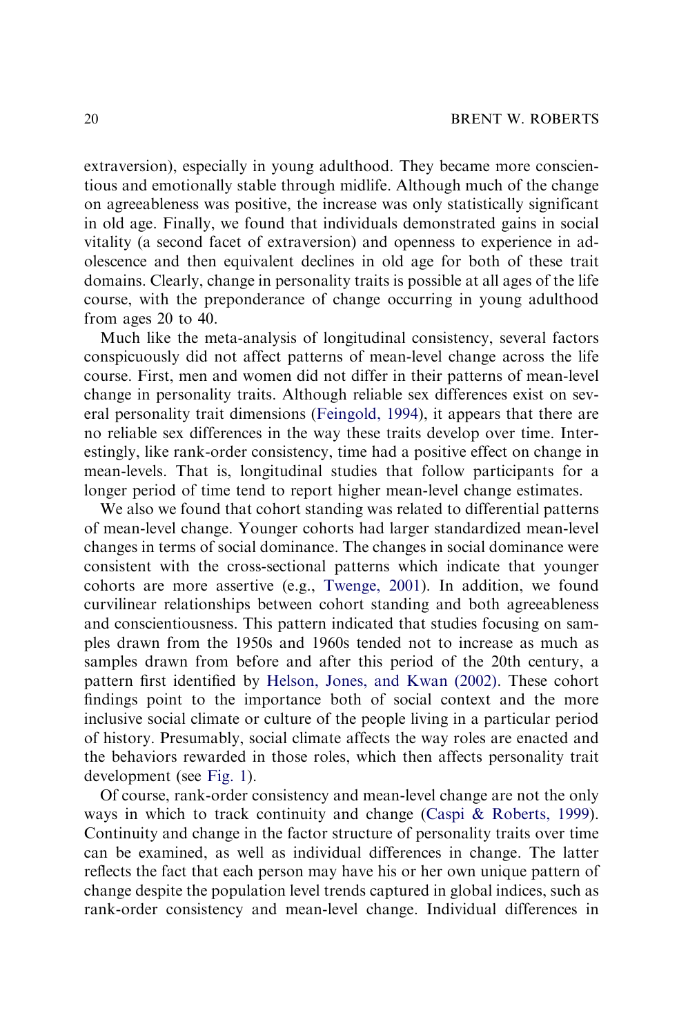extraversion), especially in young adulthood. They became more conscientious and emotionally stable through midlife. Although much of the change on agreeableness was positive, the increase was only statistically significant in old age. Finally, we found that individuals demonstrated gains in social vitality (a second facet of extraversion) and openness to experience in adolescence and then equivalent declines in old age for both of these trait domains. Clearly, change in personality traits is possible at all ages of the life course, with the preponderance of change occurring in young adulthood from ages 20 to 40.

Much like the meta-analysis of longitudinal consistency, several factors conspicuously did not affect patterns of mean-level change across the life course. First, men and women did not differ in their patterns of mean-level change in personality traits. Although reliable sex differences exist on several personality trait dimensions (Feingold, 1994), it appears that there are no reliable sex differences in the way these traits develop over time. Interestingly, like rank-order consistency, time had a positive effect on change in mean-levels. That is, longitudinal studies that follow participants for a longer period of time tend to report higher mean-level change estimates.

We also we found that cohort standing was related to differential patterns of mean-level change. Younger cohorts had larger standardized mean-level changes in terms of social dominance. The changes in social dominance were consistent with the cross-sectional patterns which indicate that younger cohorts are more assertive (e.g., Twenge, 2001). In addition, we found curvilinear relationships between cohort standing and both agreeableness and conscientiousness. This pattern indicated that studies focusing on samples drawn from the 1950s and 1960s tended not to increase as much as samples drawn from before and after this period of the 20th century, a pattern first identified by Helson, Jones, and Kwan (2002). These cohort findings point to the importance both of social context and the more inclusive social climate or culture of the people living in a particular period of history. Presumably, social climate affects the way roles are enacted and the behaviors rewarded in those roles, which then affects personality trait development (see Fig. 1).

Of course, rank-order consistency and mean-level change are not the only ways in which to track continuity and change (Caspi & Roberts, 1999). Continuity and change in the factor structure of personality traits over time can be examined, as well as individual differences in change. The latter reflects the fact that each person may have his or her own unique pattern of change despite the population level trends captured in global indices, such as rank-order consistency and mean-level change. Individual differences in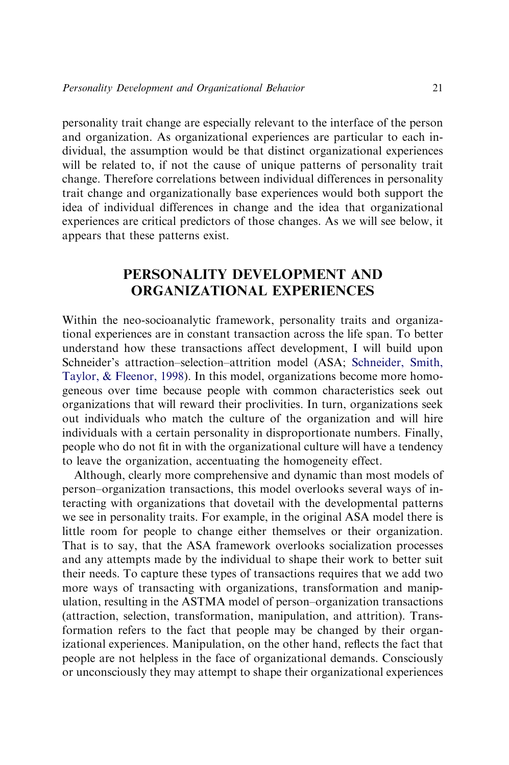personality trait change are especially relevant to the interface of the person and organization. As organizational experiences are particular to each individual, the assumption would be that distinct organizational experiences will be related to, if not the cause of unique patterns of personality trait change. Therefore correlations between individual differences in personality trait change and organizationally base experiences would both support the idea of individual differences in change and the idea that organizational experiences are critical predictors of those changes. As we will see below, it appears that these patterns exist.

## PERSONALITY DEVELOPMENT AND ORGANIZATIONAL EXPERIENCES

Within the neo-socioanalytic framework, personality traits and organizational experiences are in constant transaction across the life span. To better understand how these transactions affect development, I will build upon Schneider's attraction–selection–attrition model (ASA; Schneider, Smith, Taylor, & Fleenor, 1998). In this model, organizations become more homogeneous over time because people with common characteristics seek out organizations that will reward their proclivities. In turn, organizations seek out individuals who match the culture of the organization and will hire individuals with a certain personality in disproportionate numbers. Finally, people who do not fit in with the organizational culture will have a tendency to leave the organization, accentuating the homogeneity effect.

Although, clearly more comprehensive and dynamic than most models of person–organization transactions, this model overlooks several ways of interacting with organizations that dovetail with the developmental patterns we see in personality traits. For example, in the original ASA model there is little room for people to change either themselves or their organization. That is to say, that the ASA framework overlooks socialization processes and any attempts made by the individual to shape their work to better suit their needs. To capture these types of transactions requires that we add two more ways of transacting with organizations, transformation and manipulation, resulting in the ASTMA model of person–organization transactions (attraction, selection, transformation, manipulation, and attrition). Transformation refers to the fact that people may be changed by their organizational experiences. Manipulation, on the other hand, reflects the fact that people are not helpless in the face of organizational demands. Consciously or unconsciously they may attempt to shape their organizational experiences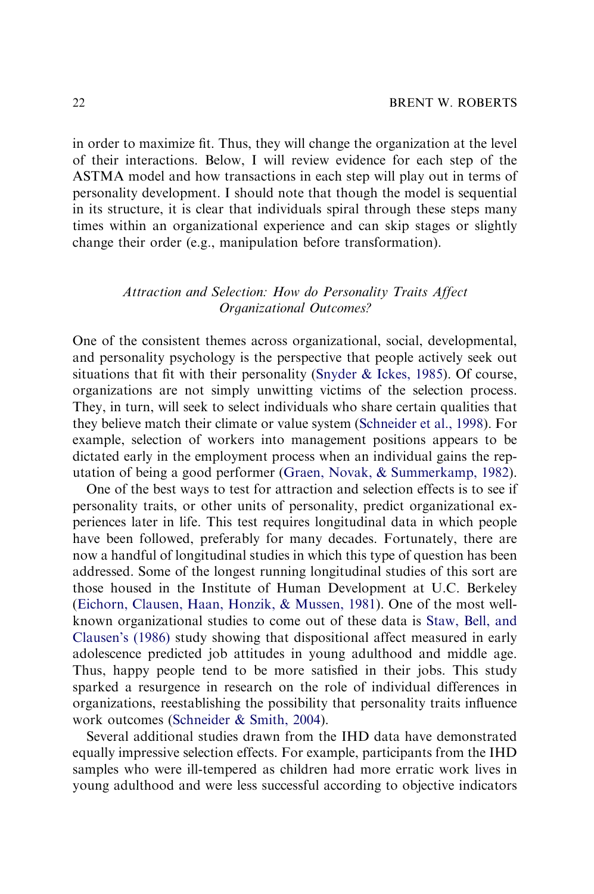in order to maximize fit. Thus, they will change the organization at the level of their interactions. Below, I will review evidence for each step of the ASTMA model and how transactions in each step will play out in terms of personality development. I should note that though the model is sequential in its structure, it is clear that individuals spiral through these steps many times within an organizational experience and can skip stages or slightly change their order (e.g., manipulation before transformation).

### *Attraction and Selection: How do Personality Traits Affect Organizational Outcomes?*

One of the consistent themes across organizational, social, developmental, and personality psychology is the perspective that people actively seek out situations that fit with their personality (Snyder & Ickes, 1985). Of course, organizations are not simply unwitting victims of the selection process. They, in turn, will seek to select individuals who share certain qualities that they believe match their climate or value system (Schneider et al., 1998). For example, selection of workers into management positions appears to be dictated early in the employment process when an individual gains the reputation of being a good performer (Graen, Novak, & Summerkamp, 1982).

One of the best ways to test for attraction and selection effects is to see if personality traits, or other units of personality, predict organizational experiences later in life. This test requires longitudinal data in which people have been followed, preferably for many decades. Fortunately, there are now a handful of longitudinal studies in which this type of question has been addressed. Some of the longest running longitudinal studies of this sort are those housed in the Institute of Human Development at U.C. Berkeley (Eichorn, Clausen, Haan, Honzik, & Mussen, 1981). One of the most well-known organizational studies to come out of these data is Staw, Bell, and Clausen's (1986) study showing that dispositional affect measured in early adolescence predicted job attitudes in young adulthood and middle age. Thus, happy people tend to be more satisfied in their jobs. This study sparked a resurgence in research on the role of individual differences in organizations, reestablishing the possibility that personality traits influence work outcomes (Schneider & Smith, 2004).

Several additional studies drawn from the IHD data have demonstrated equally impressive selection effects. For example, participants from the IHD samples who were ill-tempered as children had more erratic work lives in young adulthood and were less successful according to objective indicators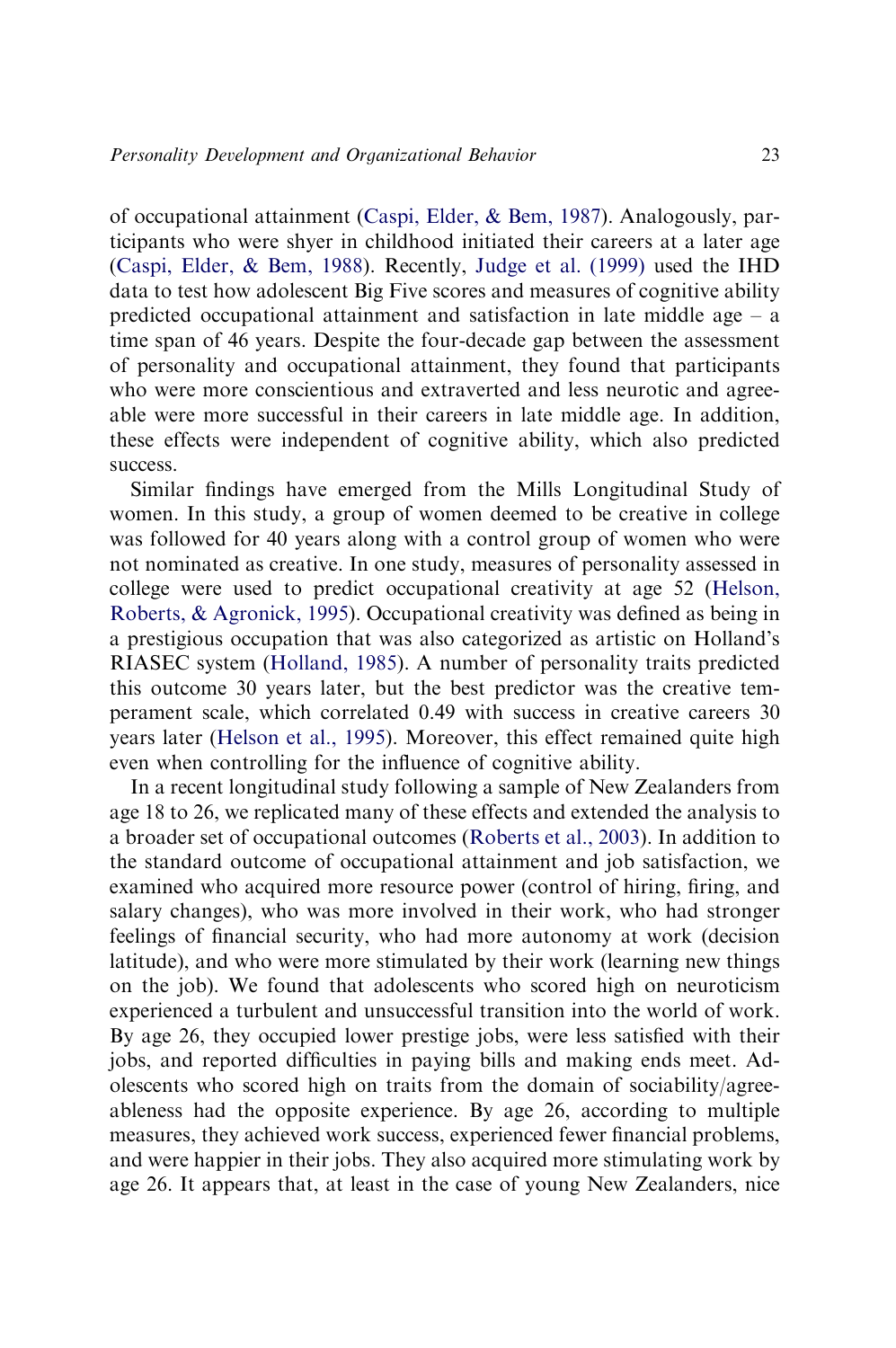of occupational attainment (Caspi, Elder, & Bem, 1987). Analogously, participants who were shyer in childhood initiated their careers at a later age (Caspi, Elder, & Bem, 1988). Recently, Judge et al. (1999) used the IHD data to test how adolescent Big Five scores and measures of cognitive ability predicted occupational attainment and satisfaction in late middle age – a time span of 46 years. Despite the four-decade gap between the assessment of personality and occupational attainment, they found that participants who were more conscientious and extraverted and less neurotic and agreeable were more successful in their careers in late middle age. In addition, these effects were independent of cognitive ability, which also predicted success.

Similar findings have emerged from the Mills Longitudinal Study of women. In this study, a group of women deemed to be creative in college was followed for 40 years along with a control group of women who were not nominated as creative. In one study, measures of personality assessed in college were used to predict occupational creativity at age 52 (Helson, Roberts, & Agronick, 1995). Occupational creativity was defined as being in a prestigious occupation that was also categorized as artistic on Holland's RIASEC system (Holland, 1985). A number of personality traits predicted this outcome 30 years later, but the best predictor was the creative temperament scale, which correlated 0.49 with success in creative careers 30 years later (Helson et al., 1995). Moreover, this effect remained quite high even when controlling for the influence of cognitive ability.

In a recent longitudinal study following a sample of New Zealanders from age 18 to 26, we replicated many of these effects and extended the analysis to a broader set of occupational outcomes (Roberts et al., 2003). In addition to the standard outcome of occupational attainment and job satisfaction, we examined who acquired more resource power (control of hiring, firing, and salary changes), who was more involved in their work, who had stronger feelings of financial security, who had more autonomy at work (decision latitude), and who were more stimulated by their work (learning new things on the job). We found that adolescents who scored high on neuroticism experienced a turbulent and unsuccessful transition into the world of work. By age 26, they occupied lower prestige jobs, were less satisfied with their jobs, and reported difficulties in paying bills and making ends meet. Adolescents who scored high on traits from the domain of sociability/agreeableness had the opposite experience. By age 26, according to multiple measures, they achieved work success, experienced fewer financial problems, and were happier in their jobs. They also acquired more stimulating work by age 26. It appears that, at least in the case of young New Zealanders, nice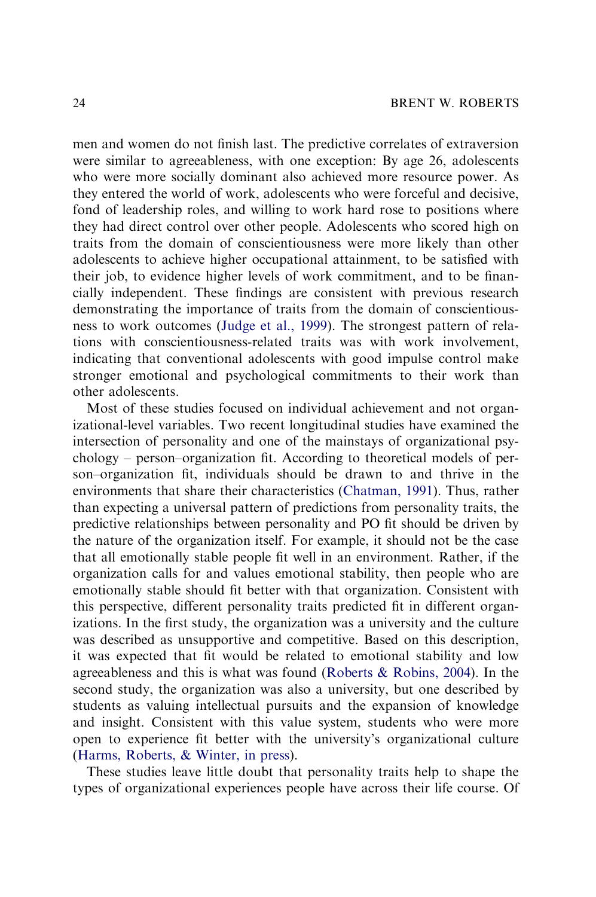men and women do not finish last. The predictive correlates of extraversion were similar to agreeableness, with one exception: By age 26, adolescents who were more socially dominant also achieved more resource power. As they entered the world of work, adolescents who were forceful and decisive, fond of leadership roles, and willing to work hard rose to positions where they had direct control over other people. Adolescents who scored high on traits from the domain of conscientiousness were more likely than other adolescents to achieve higher occupational attainment, to be satisfied with their job, to evidence higher levels of work commitment, and to be financially independent. These findings are consistent with previous research demonstrating the importance of traits from the domain of conscientiousness to work outcomes (Judge et al., 1999). The strongest pattern of relations with conscientiousness-related traits was with work involvement, indicating that conventional adolescents with good impulse control make stronger emotional and psychological commitments to their work than other adolescents.

Most of these studies focused on individual achievement and not organizational-level variables. Two recent longitudinal studies have examined the intersection of personality and one of the mainstays of organizational psychology – person–organization fit. According to theoretical models of person–organization fit, individuals should be drawn to and thrive in the environments that share their characteristics (Chatman, 1991). Thus, rather than expecting a universal pattern of predictions from personality traits, the predictive relationships between personality and PO fit should be driven by the nature of the organization itself. For example, it should not be the case that all emotionally stable people fit well in an environment. Rather, if the organization calls for and values emotional stability, then people who are emotionally stable should fit better with that organization. Consistent with this perspective, different personality traits predicted fit in different organizations. In the first study, the organization was a university and the culture was described as unsupportive and competitive. Based on this description, it was expected that fit would be related to emotional stability and low agreeableness and this is what was found (Roberts & Robins, 2004). In the second study, the organization was also a university, but one described by students as valuing intellectual pursuits and the expansion of knowledge and insight. Consistent with this value system, students who were more open to experience fit better with the university's organizational culture (Harms, Roberts, & Winter, in press).

These studies leave little doubt that personality traits help to shape the types of organizational experiences people have across their life course. Of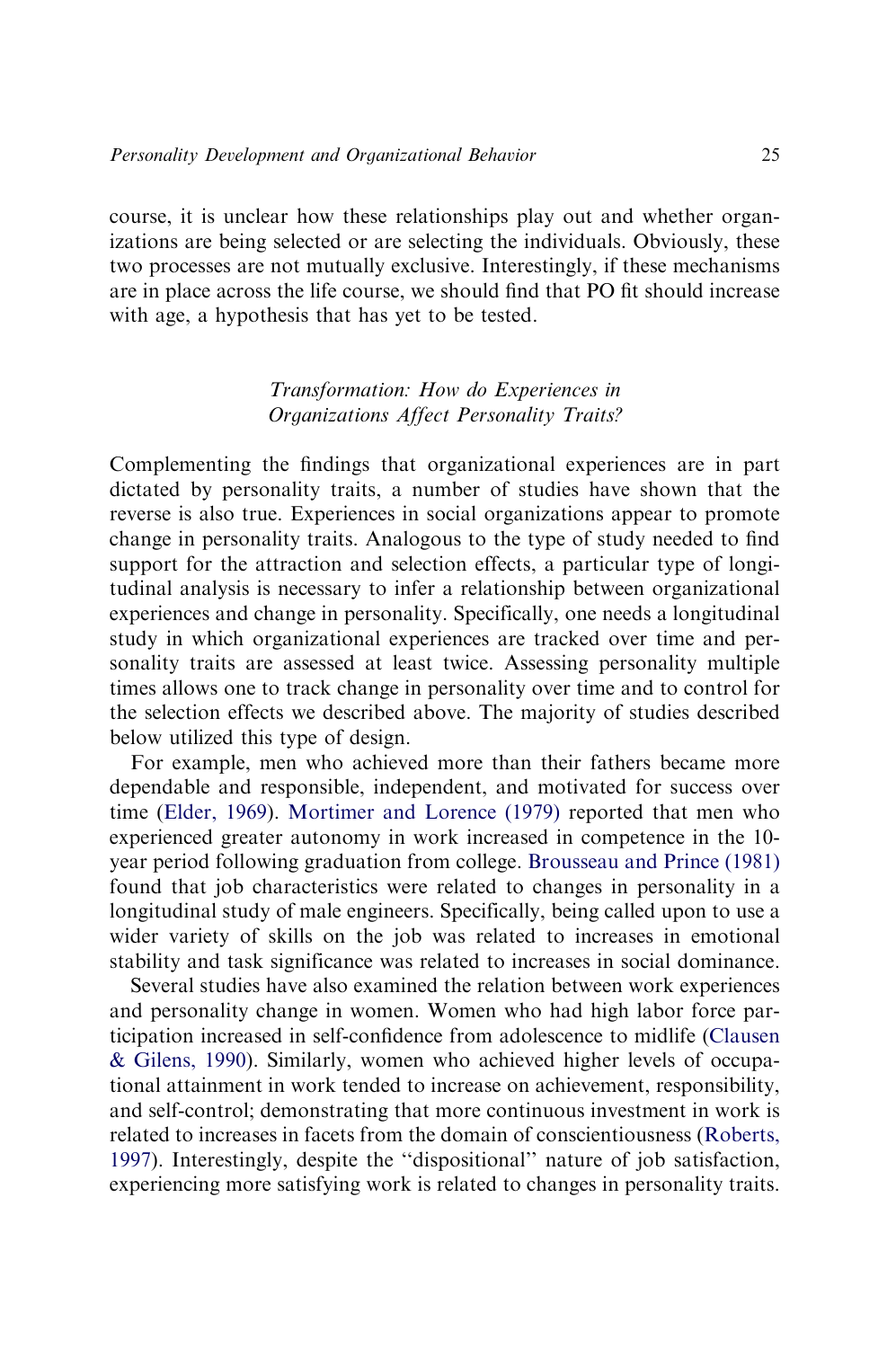course, it is unclear how these relationships play out and whether organizations are being selected or are selecting the individuals. Obviously, these two processes are not mutually exclusive. Interestingly, if these mechanisms are in place across the life course, we should find that PO fit should increase with age, a hypothesis that has yet to be tested.

### *Transformation: How do Experiences in Organizations Affect Personality Traits?*

Complementing the findings that organizational experiences are in part dictated by personality traits, a number of studies have shown that the reverse is also true. Experiences in social organizations appear to promote change in personality traits. Analogous to the type of study needed to find support for the attraction and selection effects, a particular type of longitudinal analysis is necessary to infer a relationship between organizational experiences and change in personality. Specifically, one needs a longitudinal study in which organizational experiences are tracked over time and personality traits are assessed at least twice. Assessing personality multiple times allows one to track change in personality over time and to control for the selection effects we described above. The majority of studies described below utilized this type of design.

For example, men who achieved more than their fathers became more dependable and responsible, independent, and motivated for success over time (Elder, 1969). Mortimer and Lorence (1979) reported that men who experienced greater autonomy in work increased in competence in the 10-year period following graduation from college. Brousseau and Prince (1981) found that job characteristics were related to changes in personality in a longitudinal study of male engineers. Specifically, being called upon to use a wider variety of skills on the job was related to increases in emotional stability and task significance was related to increases in social dominance.

Several studies have also examined the relation between work experiences and personality change in women. Women who had high labor force participation increased in self-confidence from adolescence to midlife (Clausen & Gilens, 1990). Similarly, women who achieved higher levels of occupational attainment in work tended to increase on achievement, responsibility, and self-control; demonstrating that more continuous investment in work is related to increases in facets from the domain of conscientiousness (Roberts, 1997). Interestingly, despite the "dispositional" nature of job satisfaction, experiencing more satisfying work is related to changes in personality traits.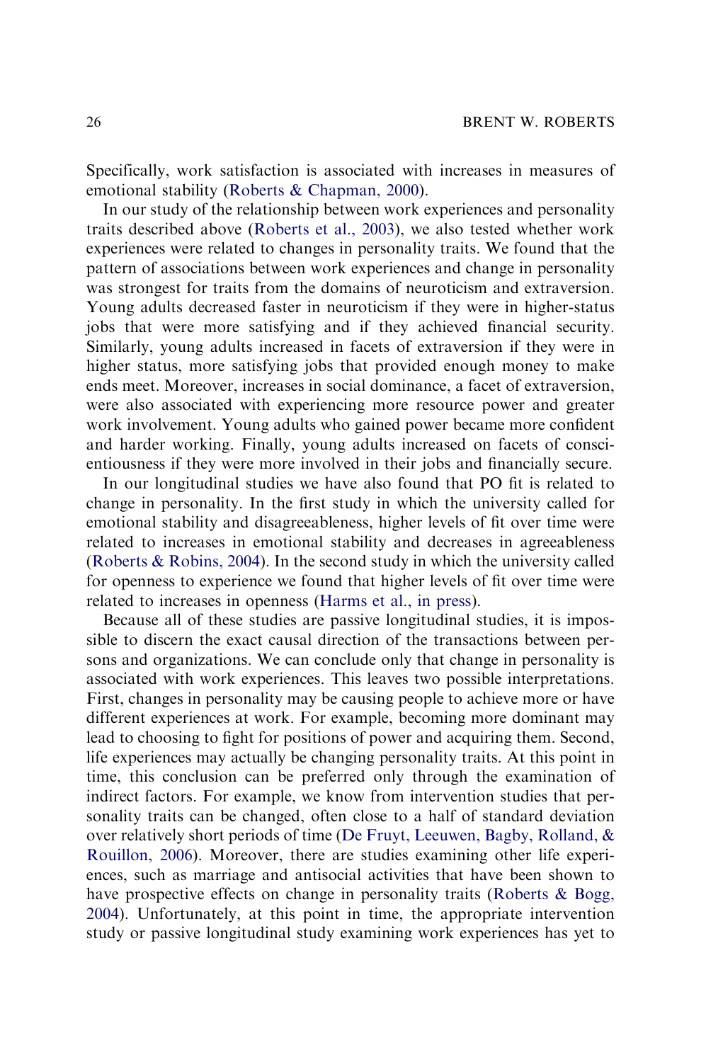Specifically, work satisfaction is associated with increases in measures of emotional stability (Roberts & Chapman, 2000).

In our study of the relationship between work experiences and personality traits described above (Roberts et al., 2003), we also tested whether work experiences were related to changes in personality traits. We found that the pattern of associations between work experiences and change in personality was strongest for traits from the domains of neuroticism and extraversion. Young adults decreased faster in neuroticism if they were in higher-status jobs that were more satisfying and if they achieved financial security. Similarly, young adults increased in facets of extraversion if they were in higher status, more satisfying jobs that provided enough money to make ends meet. Moreover, increases in social dominance, a facet of extraversion, were also associated with experiencing more resource power and greater work involvement. Young adults who gained power became more confident and harder working. Finally, young adults increased on facets of conscientiousness if they were more involved in their jobs and financially secure.

In our longitudinal studies we have also found that PO fit is related to change in personality. In the first study in which the university called for emotional stability and disagreeableness, higher levels of fit over time were related to increases in emotional stability and decreases in agreeableness (Roberts & Robins, 2004). In the second study in which the university called for openness to experience we found that higher levels of fit over time were related to increases in openness (Harms et al., in press).

Because all of these studies are passive longitudinal studies, it is impossible to discern the exact causal direction of the transactions between persons and organizations. We can conclude only that change in personality is associated with work experiences. This leaves two possible interpretations. First, changes in personality may be causing people to achieve more or have different experiences at work. For example, becoming more dominant may lead to choosing to fight for positions of power and acquiring them. Second, life experiences may actually be changing personality traits. At this point in time, this conclusion can be preferred only through the examination of indirect factors. For example, we know from intervention studies that personality traits can be changed, often close to a half of standard deviation over relatively short periods of time (De Fruyt, Leeuwen, Bagby, Rolland, & Rouillon, 2006). Moreover, there are studies examining other life experiences, such as marriage and antisocial activities that have been shown to have prospective effects on change in personality traits (Roberts & Bogg, 2004). Unfortunately, at this point in time, the appropriate intervention study or passive longitudinal study examining work experiences has yet to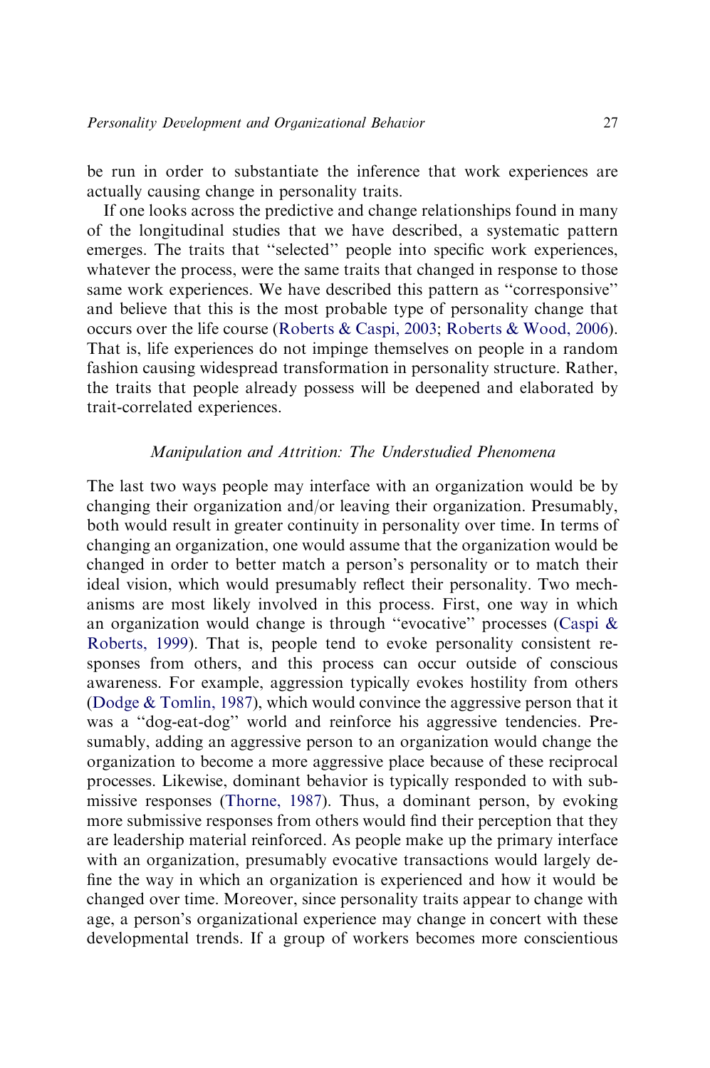be run in order to substantiate the inference that work experiences are actually causing change in personality traits.

If one looks across the predictive and change relationships found in many of the longitudinal studies that we have described, a systematic pattern emerges. The traits that ''selected'' people into specific work experiences, whatever the process, were the same traits that changed in response to those same work experiences. We have described this pattern as ''corresponsive'' and believe that this is the most probable type of personality change that occurs over the life course (Roberts & Caspi, 2003; Roberts & Wood, 2006). That is, life experiences do not impinge themselves on people in a random fashion causing widespread transformation in personality structure. Rather, the traits that people already possess will be deepened and elaborated by trait-correlated experiences.

### *Manipulation and Attrition: The Understudied Phenomena*

The last two ways people may interface with an organization would be by changing their organization and/or leaving their organization. Presumably, both would result in greater continuity in personality over time. In terms of changing an organization, one would assume that the organization would be changed in order to better match a person's personality or to match their ideal vision, which would presumably reflect their personality. Two mechanisms are most likely involved in this process. First, one way in which an organization would change is through ''evocative'' processes (Caspi & Roberts, 1999). That is, people tend to evoke personality consistent responses from others, and this process can occur outside of conscious awareness. For example, aggression typically evokes hostility from others (Dodge & Tomlin, 1987), which would convince the aggressive person that it was a ''dog-eat-dog'' world and reinforce his aggressive tendencies. Presumably, adding an aggressive person to an organization would change the organization to become a more aggressive place because of these reciprocal processes. Likewise, dominant behavior is typically responded to with submissive responses (Thorne, 1987). Thus, a dominant person, by evoking more submissive responses from others would find their perception that they are leadership material reinforced. As people make up the primary interface with an organization, presumably evocative transactions would largely define the way in which an organization is experienced and how it would be changed over time. Moreover, since personality traits appear to change with age, a person's organizational experience may change in concert with these developmental trends. If a group of workers becomes more conscientious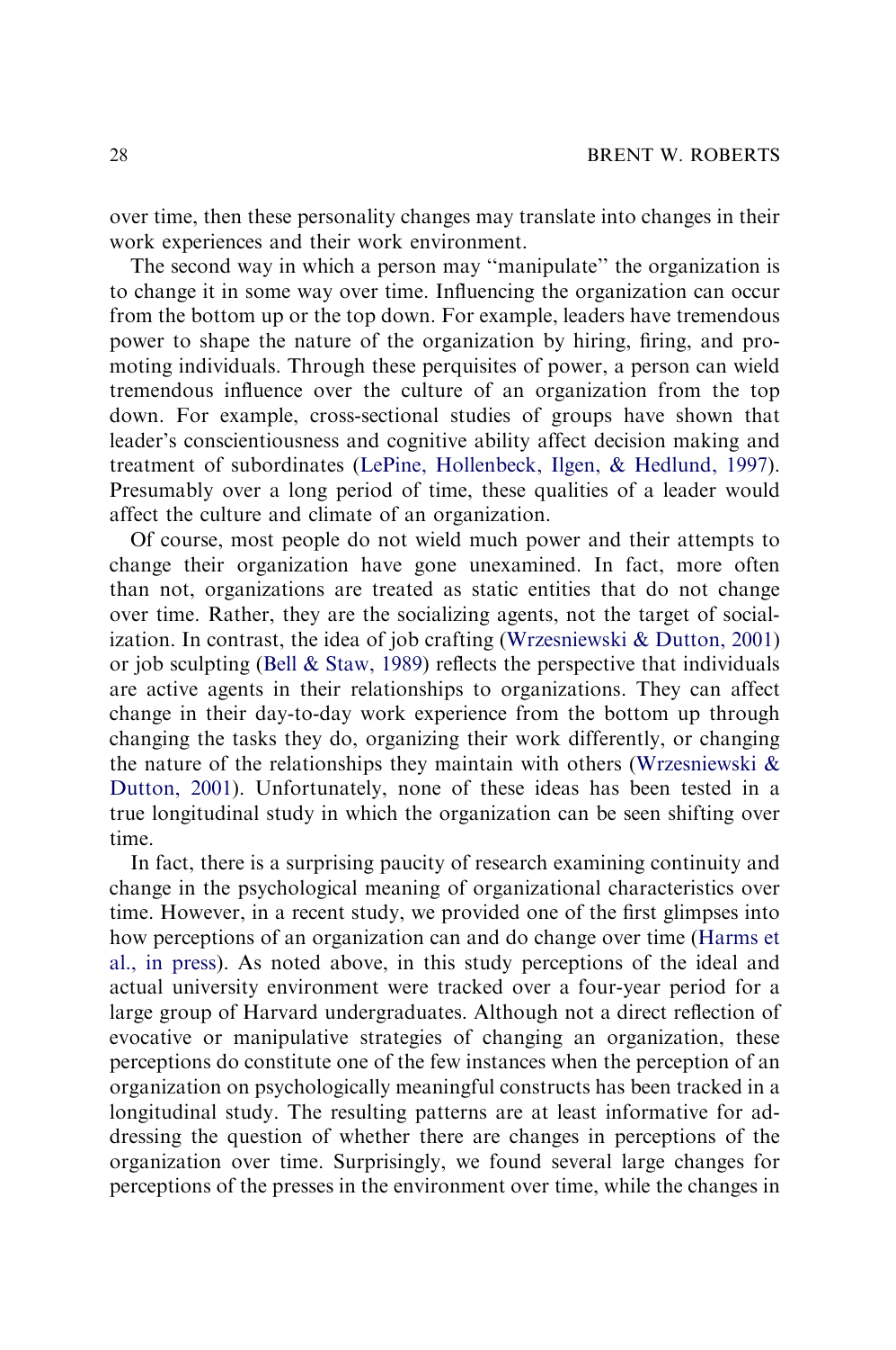over time, then these personality changes may translate into changes in their work experiences and their work environment.

The second way in which a person may "manipulate" the organization is to change it in some way over time. Influencing the organization can occur from the bottom up or the top down. For example, leaders have tremendous power to shape the nature of the organization by hiring, firing, and promoting individuals. Through these perquisites of power, a person can wield tremendous influence over the culture of an organization from the top down. For example, cross-sectional studies of groups have shown that leader's conscientiousness and cognitive ability affect decision making and treatment of subordinates (LePine, Hollenbeck, Ilgen, & Hedlund, 1997). Presumably over a long period of time, these qualities of a leader would affect the culture and climate of an organization.

Of course, most people do not wield much power and their attempts to change their organization have gone unexamined. In fact, more often than not, organizations are treated as static entities that do not change over time. Rather, they are the socializing agents, not the target of socialization. In contrast, the idea of job crafting (Wrzesniewski & Dutton, 2001) or job sculpting (Bell & Staw, 1989) reflects the perspective that individuals are active agents in their relationships to organizations. They can affect change in their day-to-day work experience from the bottom up through changing the tasks they do, organizing their work differently, or changing the nature of the relationships they maintain with others (Wrzesniewski & Dutton, 2001). Unfortunately, none of these ideas has been tested in a true longitudinal study in which the organization can be seen shifting over time.

In fact, there is a surprising paucity of research examining continuity and change in the psychological meaning of organizational characteristics over time. However, in a recent study, we provided one of the first glimpses into how perceptions of an organization can and do change over time (Harms et al., in press). As noted above, in this study perceptions of the ideal and actual university environment were tracked over a four-year period for a large group of Harvard undergraduates. Although not a direct reflection of evocative or manipulative strategies of changing an organization, these perceptions do constitute one of the few instances when the perception of an organization on psychologically meaningful constructs has been tracked in a longitudinal study. The resulting patterns are at least informative for addressing the question of whether there are changes in perceptions of the organization over time. Surprisingly, we found several large changes for perceptions of the presses in the environment over time, while the changes in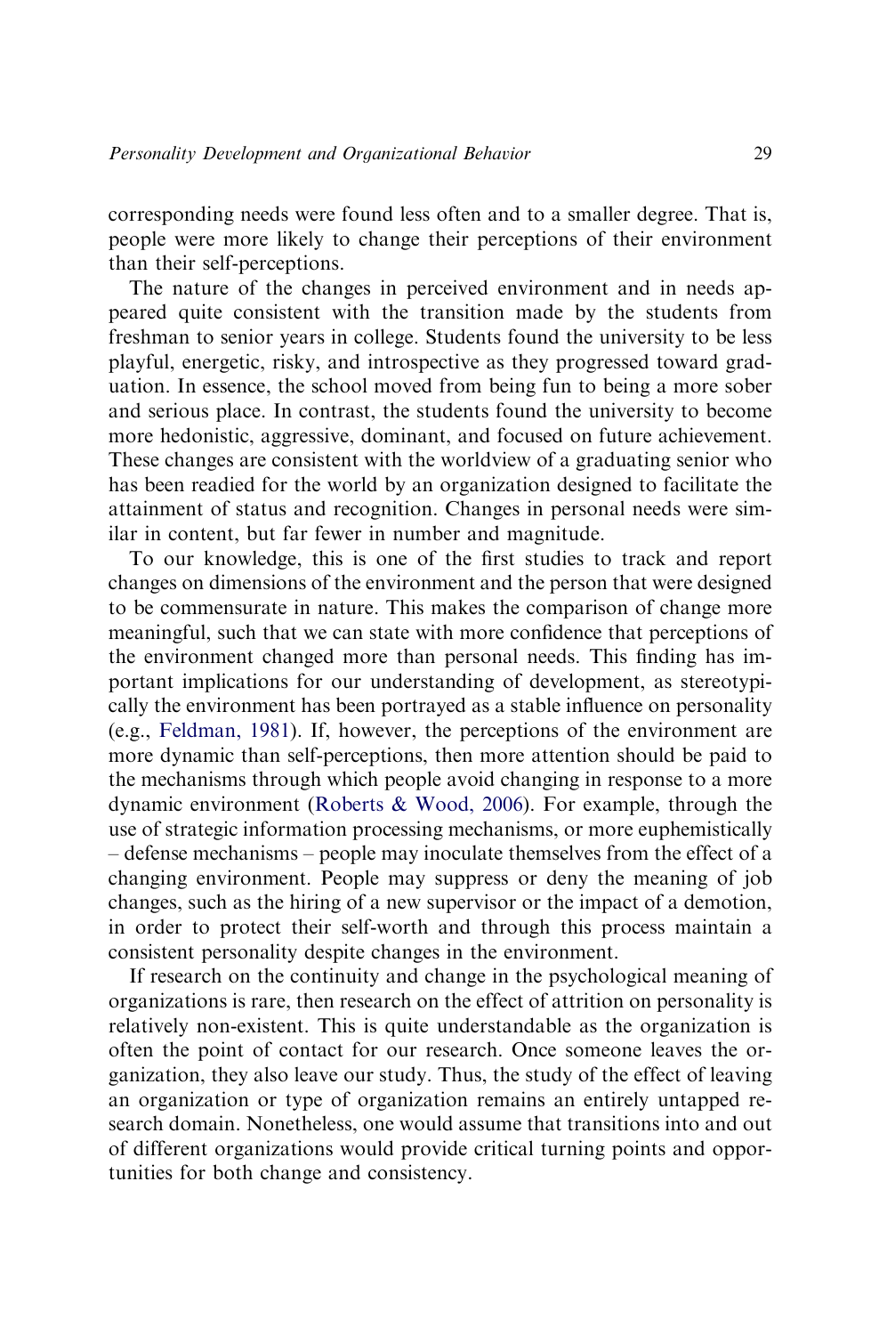corresponding needs were found less often and to a smaller degree. That is, people were more likely to change their perceptions of their environment than their self-perceptions.

The nature of the changes in perceived environment and in needs appeared quite consistent with the transition made by the students from freshman to senior years in college. Students found the university to be less playful, energetic, risky, and introspective as they progressed toward graduation. In essence, the school moved from being fun to being a more sober and serious place. In contrast, the students found the university to become more hedonistic, aggressive, dominant, and focused on future achievement. These changes are consistent with the worldview of a graduating senior who has been readied for the world by an organization designed to facilitate the attainment of status and recognition. Changes in personal needs were similar in content, but far fewer in number and magnitude.

To our knowledge, this is one of the first studies to track and report changes on dimensions of the environment and the person that were designed to be commensurate in nature. This makes the comparison of change more meaningful, such that we can state with more confidence that perceptions of the environment changed more than personal needs. This finding has important implications for our understanding of development, as stereotypically the environment has been portrayed as a stable influence on personality (e.g., Feldman, 1981). If, however, the perceptions of the environment are more dynamic than self-perceptions, then more attention should be paid to the mechanisms through which people avoid changing in response to a more dynamic environment (Roberts & Wood, 2006). For example, through the use of strategic information processing mechanisms, or more euphemistically – defense mechanisms – people may inoculate themselves from the effect of a changing environment. People may suppress or deny the meaning of job changes, such as the hiring of a new supervisor or the impact of a demotion, in order to protect their self-worth and through this process maintain a consistent personality despite changes in the environment.

If research on the continuity and change in the psychological meaning of organizations is rare, then research on the effect of attrition on personality is relatively non-existent. This is quite understandable as the organization is often the point of contact for our research. Once someone leaves the organization, they also leave our study. Thus, the study of the effect of leaving an organization or type of organization remains an entirely untapped research domain. Nonetheless, one would assume that transitions into and out of different organizations would provide critical turning points and opportunities for both change and consistency.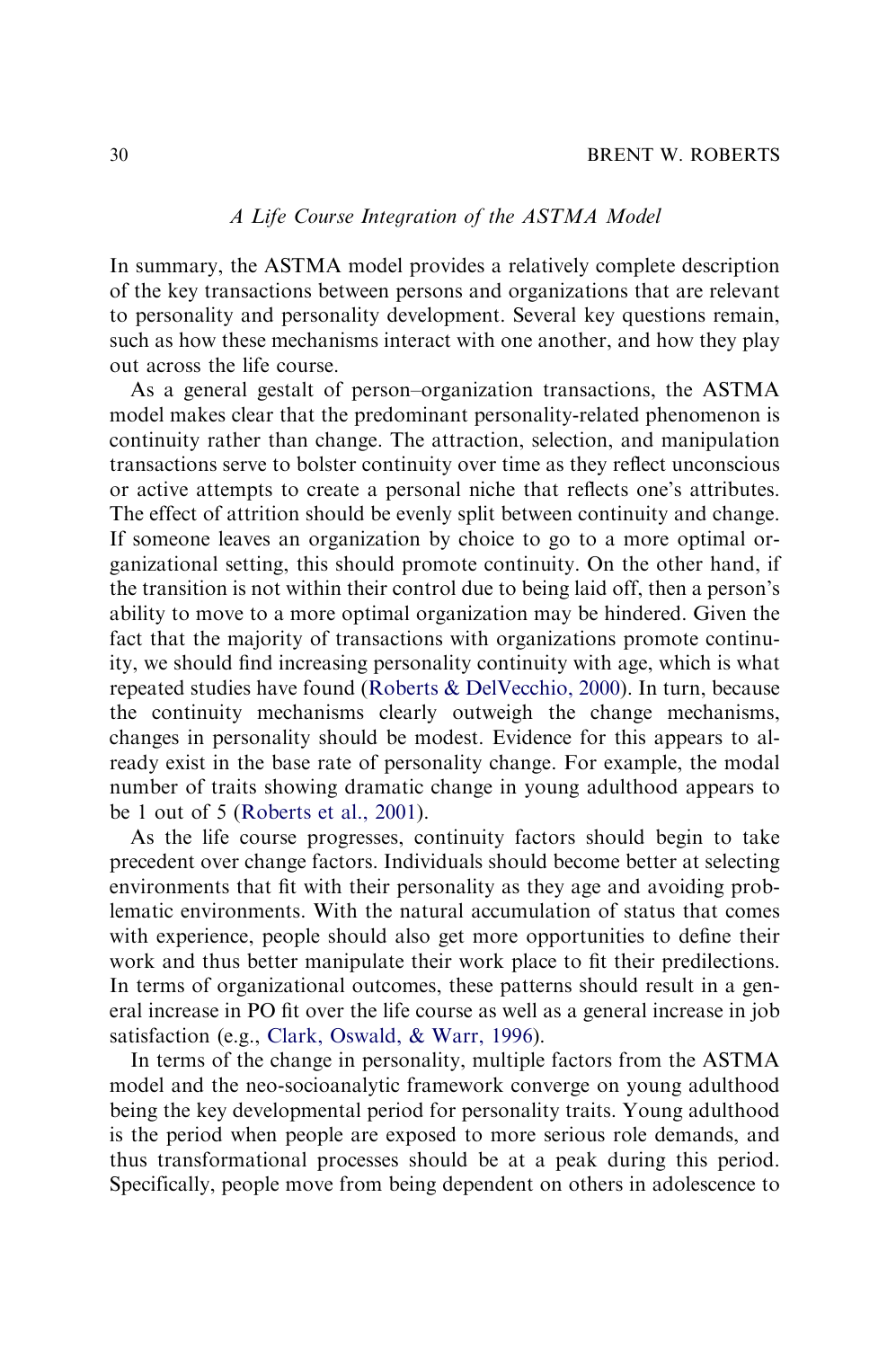### *A Life Course Integration of the ASTMA Model*

In summary, the ASTMA model provides a relatively complete description of the key transactions between persons and organizations that are relevant to personality and personality development. Several key questions remain, such as how these mechanisms interact with one another, and how they play out across the life course.

As a general gestalt of person–organization transactions, the ASTMA model makes clear that the predominant personality-related phenomenon is continuity rather than change. The attraction, selection, and manipulation transactions serve to bolster continuity over time as they reflect unconscious or active attempts to create a personal niche that reflects one's attributes. The effect of attrition should be evenly split between continuity and change. If someone leaves an organization by choice to go to a more optimal organizational setting, this should promote continuity. On the other hand, if the transition is not within their control due to being laid off, then a person's ability to move to a more optimal organization may be hindered. Given the fact that the majority of transactions with organizations promote continuity, we should find increasing personality continuity with age, which is what repeated studies have found (Roberts & DelVecchio, 2000). In turn, because the continuity mechanisms clearly outweigh the change mechanisms, changes in personality should be modest. Evidence for this appears to already exist in the base rate of personality change. For example, the modal number of traits showing dramatic change in young adulthood appears to be 1 out of 5 (Roberts et al., 2001).

As the life course progresses, continuity factors should begin to take precedent over change factors. Individuals should become better at selecting environments that fit with their personality as they age and avoiding problematic environments. With the natural accumulation of status that comes with experience, people should also get more opportunities to define their work and thus better manipulate their work place to fit their predilections. In terms of organizational outcomes, these patterns should result in a general increase in PO fit over the life course as well as a general increase in job satisfaction (e.g., Clark, Oswald, & Warr, 1996).

In terms of the change in personality, multiple factors from the ASTMA model and the neo-socioanalytic framework converge on young adulthood being the key developmental period for personality traits. Young adulthood is the period when people are exposed to more serious role demands, and thus transformational processes should be at a peak during this period. Specifically, people move from being dependent on others in adolescence to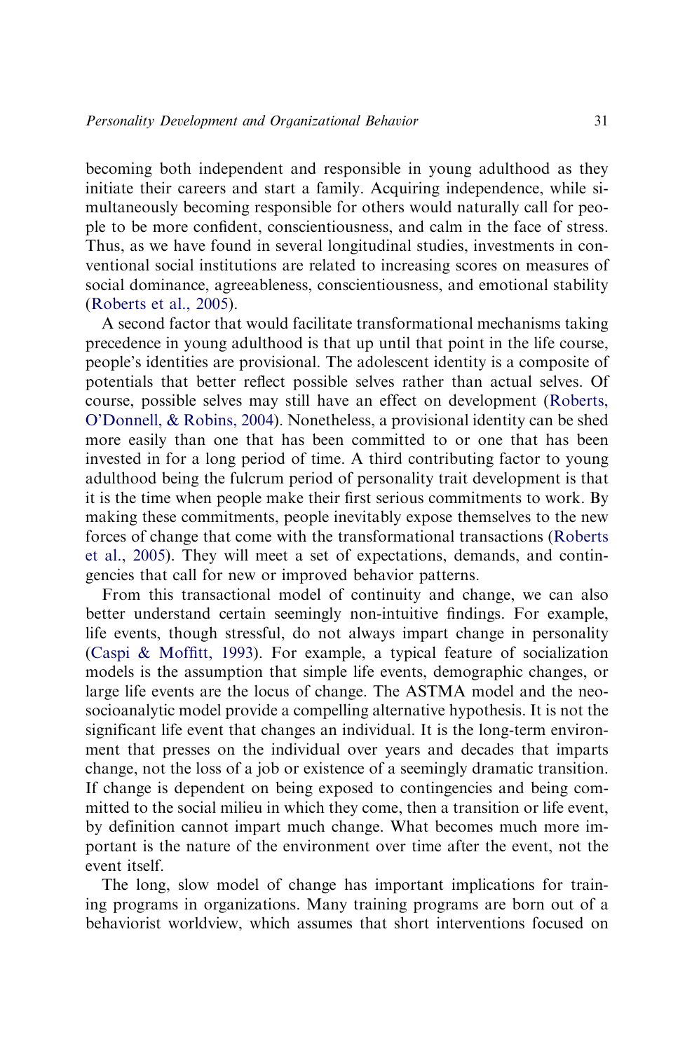becoming both independent and responsible in young adulthood as they initiate their careers and start a family. Acquiring independence, while simultaneously becoming responsible for others would naturally call for people to be more confident, conscientiousness, and calm in the face of stress. Thus, as we have found in several longitudinal studies, investments in conventional social institutions are related to increasing scores on measures of social dominance, agreeableness, conscientiousness, and emotional stability (Roberts et al., 2005).

A second factor that would facilitate transformational mechanisms taking precedence in young adulthood is that up until that point in the life course, people's identities are provisional. The adolescent identity is a composite of potentials that better reflect possible selves rather than actual selves. Of course, possible selves may still have an effect on development (Roberts, O'Donnell, & Robins, 2004). Nonetheless, a provisional identity can be shed more easily than one that has been committed to or one that has been invested in for a long period of time. A third contributing factor to young adulthood being the fulcrum period of personality trait development is that it is the time when people make their first serious commitments to work. By making these commitments, people inevitably expose themselves to the new forces of change that come with the transformational transactions (Roberts et al., 2005). They will meet a set of expectations, demands, and contingencies that call for new or improved behavior patterns.

From this transactional model of continuity and change, we can also better understand certain seemingly non-intuitive findings. For example, life events, though stressful, do not always impart change in personality (Caspi & Moffitt, 1993). For example, a typical feature of socialization models is the assumption that simple life events, demographic changes, or large life events are the locus of change. The ASTMA model and the neo-socioanalytic model provide a compelling alternative hypothesis. It is not the significant life event that changes an individual. It is the long-term environment that presses on the individual over years and decades that imparts change, not the loss of a job or existence of a seemingly dramatic transition. If change is dependent on being exposed to contingencies and being committed to the social milieu in which they come, then a transition or life event, by definition cannot impart much change. What becomes much more important is the nature of the environment over time after the event, not the event itself.

The long, slow model of change has important implications for training programs in organizations. Many training programs are born out of a behaviorist worldview, which assumes that short interventions focused on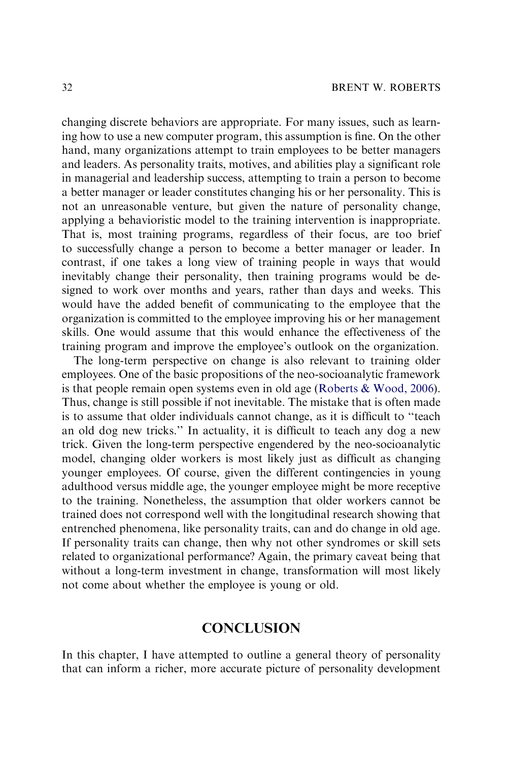changing discrete behaviors are appropriate. For many issues, such as learning how to use a new computer program, this assumption is fine. On the other hand, many organizations attempt to train employees to be better managers and leaders. As personality traits, motives, and abilities play a significant role in managerial and leadership success, attempting to train a person to become a better manager or leader constitutes changing his or her personality. This is not an unreasonable venture, but given the nature of personality change, applying a behavioristic model to the training intervention is inappropriate. That is, most training programs, regardless of their focus, are too brief to successfully change a person to become a better manager or leader. In contrast, if one takes a long view of training people in ways that would inevitably change their personality, then training programs would be designed to work over months and years, rather than days and weeks. This would have the added benefit of communicating to the employee that the organization is committed to the employee improving his or her management skills. One would assume that this would enhance the effectiveness of the training program and improve the employee's outlook on the organization.

The long-term perspective on change is also relevant to training older employees. One of the basic propositions of the neo-socioanalytic framework is that people remain open systems even in old age (Roberts & Wood, 2006). Thus, change is still possible if not inevitable. The mistake that is often made is to assume that older individuals cannot change, as it is difficult to "teach an old dog new tricks." In actuality, it is difficult to teach any dog a new trick. Given the long-term perspective engendered by the neo-socioanalytic model, changing older workers is most likely just as difficult as changing younger employees. Of course, given the different contingencies in young adulthood versus middle age, the younger employee might be more receptive to the training. Nonetheless, the assumption that older workers cannot be trained does not correspond well with the longitudinal research showing that entrenched phenomena, like personality traits, can and do change in old age. If personality traits can change, then why not other syndromes or skill sets related to organizational performance? Again, the primary caveat being that without a long-term investment in change, transformation will most likely not come about whether the employee is young or old.

## CONCLUSION

In this chapter, I have attempted to outline a general theory of personality that can inform a richer, more accurate picture of personality development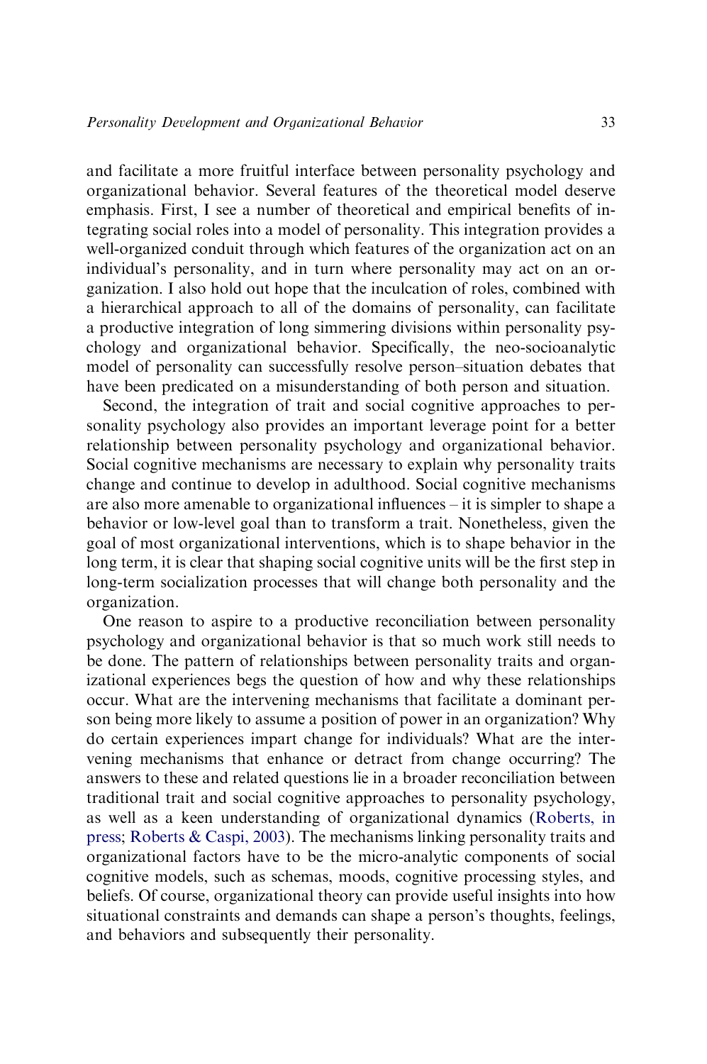and facilitate a more fruitful interface between personality psychology and organizational behavior. Several features of the theoretical model deserve emphasis. First, I see a number of theoretical and empirical benefits of integrating social roles into a model of personality. This integration provides a well-organized conduit through which features of the organization act on an individual's personality, and in turn where personality may act on an organization. I also hold out hope that the inculcation of roles, combined with a hierarchical approach to all of the domains of personality, can facilitate a productive integration of long simmering divisions within personality psychology and organizational behavior. Specifically, the neo-socioanalytic model of personality can successfully resolve person–situation debates that have been predicated on a misunderstanding of both person and situation.

Second, the integration of trait and social cognitive approaches to personality psychology also provides an important leverage point for a better relationship between personality psychology and organizational behavior. Social cognitive mechanisms are necessary to explain why personality traits change and continue to develop in adulthood. Social cognitive mechanisms are also more amenable to organizational influences – it is simpler to shape a behavior or low-level goal than to transform a trait. Nonetheless, given the goal of most organizational interventions, which is to shape behavior in the long term, it is clear that shaping social cognitive units will be the first step in long-term socialization processes that will change both personality and the organization.

One reason to aspire to a productive reconciliation between personality psychology and organizational behavior is that so much work still needs to be done. The pattern of relationships between personality traits and organizational experiences begs the question of how and why these relationships occur. What are the intervening mechanisms that facilitate a dominant person being more likely to assume a position of power in an organization? Why do certain experiences impart change for individuals? What are the intervening mechanisms that enhance or detract from change occurring? The answers to these and related questions lie in a broader reconciliation between traditional trait and social cognitive approaches to personality psychology, as well as a keen understanding of organizational dynamics (Roberts, in press; Roberts & Caspi, 2003). The mechanisms linking personality traits and organizational factors have to be the micro-analytic components of social cognitive models, such as schemas, moods, cognitive processing styles, and beliefs. Of course, organizational theory can provide useful insights into how situational constraints and demands can shape a person's thoughts, feelings, and behaviors and subsequently their personality.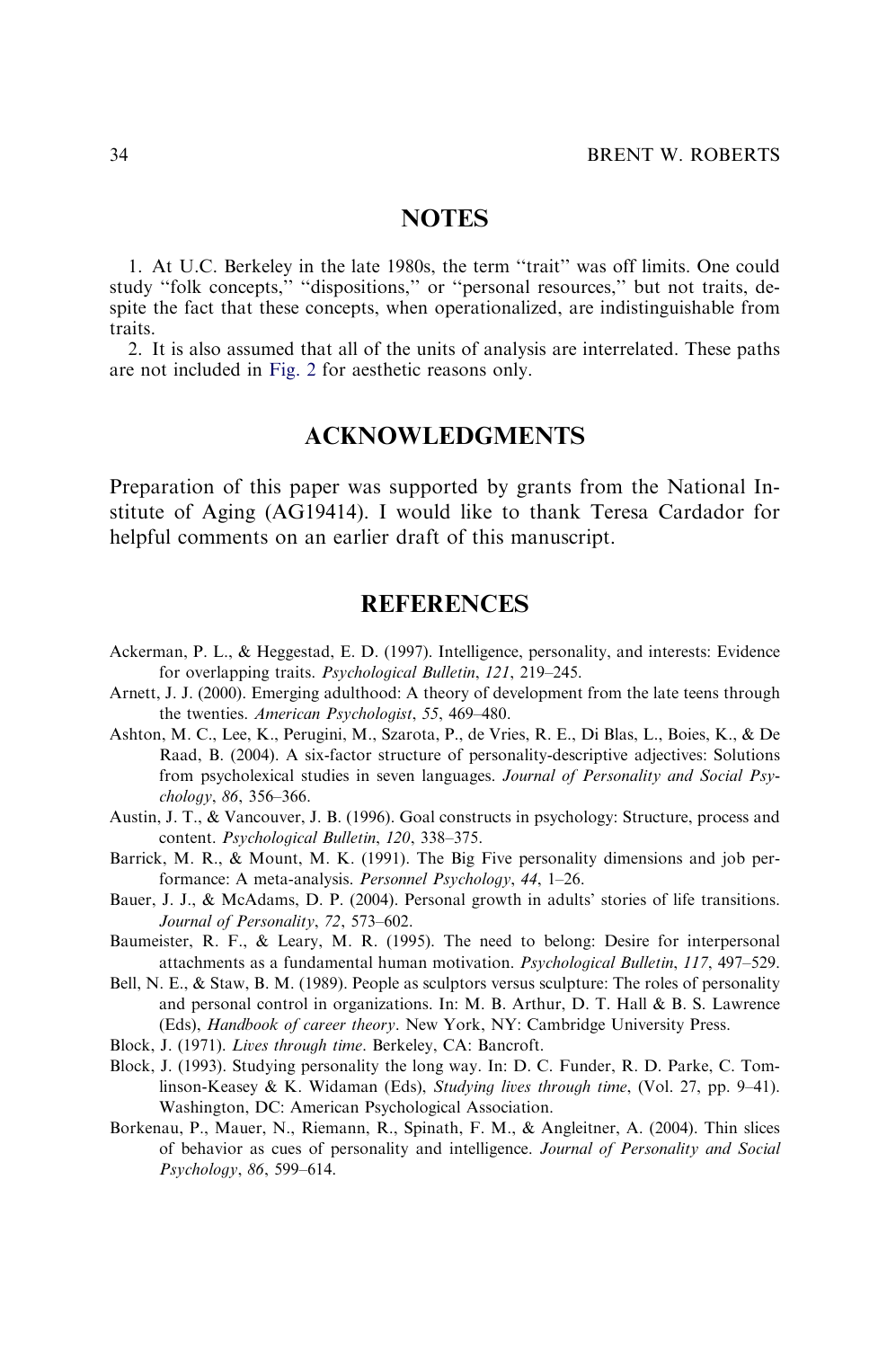## NOTES

1. At U.C. Berkeley in the late 1980s, the term ''trait'' was off limits. One could study ''folk concepts,'' ''dispositions,'' or ''personal resources,'' but not traits, despite the fact that these concepts, when operationalized, are indistinguishable from traits.

2. It is also assumed that all of the units of analysis are interrelated. These paths are not included in Fig. 2 for aesthetic reasons only.

## ACKNOWLEDGMENTS

Preparation of this paper was supported by grants from the National Institute of Aging (AG19414). I would like to thank Teresa Cardador for helpful comments on an earlier draft of this manuscript.

## REFERENCES

Ackerman, P. L., & Heggestad, E. D. (1997). Intelligence, personality, and interests: Evidence for overlapping traits. *Psychological Bulletin*, *121*, 219–245.

Arnett, J. J. (2000). Emerging adulthood: A theory of development from the late teens through the twenties. *American Psychologist*, *55*, 469–480.

Ashton, M. C., Lee, K., Perugini, M., Szarota, P., de Vries, R. E., Di Blas, L., Boies, K., & De Raad, B. (2004). A six-factor structure of personality-descriptive adjectives: Solutions from psycholexical studies in seven languages. *Journal of Personality and Social Psychology*, *86*, 356–366.

Austin, J. T., & Vancouver, J. B. (1996). Goal constructs in psychology: Structure, process and content. *Psychological Bulletin*, *120*, 338–375.

Barrick, M. R., & Mount, M. K. (1991). The Big Five personality dimensions and job performance: A meta-analysis. *Personnel Psychology*, *44*, 1–26.

Bauer, J. J., & McAdams, D. P. (2004). Personal growth in adults' stories of life transitions. *Journal of Personality*, *72*, 573–602.

Baumeister, R. F., & Leary, M. R. (1995). The need to belong: Desire for interpersonal attachments as a fundamental human motivation. *Psychological Bulletin*, *117*, 497–529.

Bell, N. E., & Staw, B. M. (1989). People as sculptors versus sculpture: The roles of personality and personal control in organizations. In: M. B. Arthur, D. T. Hall & B. S. Lawrence (Eds), *Handbook of career theory*. New York, NY: Cambridge University Press.

Block, J. (1971). *Lives through time*. Berkeley, CA: Bancroft.

Block, J. (1993). Studying personality the long way. In: D. C. Funder, R. D. Parke, C. Tomlinson-Keasey & K. Widaman (Eds), *Studying lives through time*, (Vol. 27, pp. 9–41). Washington, DC: American Psychological Association.

Borkenau, P., Mauer, N., Riemann, R., Spinath, F. M., & Angleitner, A. (2004). Thin slices of behavior as cues of personality and intelligence. *Journal of Personality and Social Psychology*, *86*, 599–614.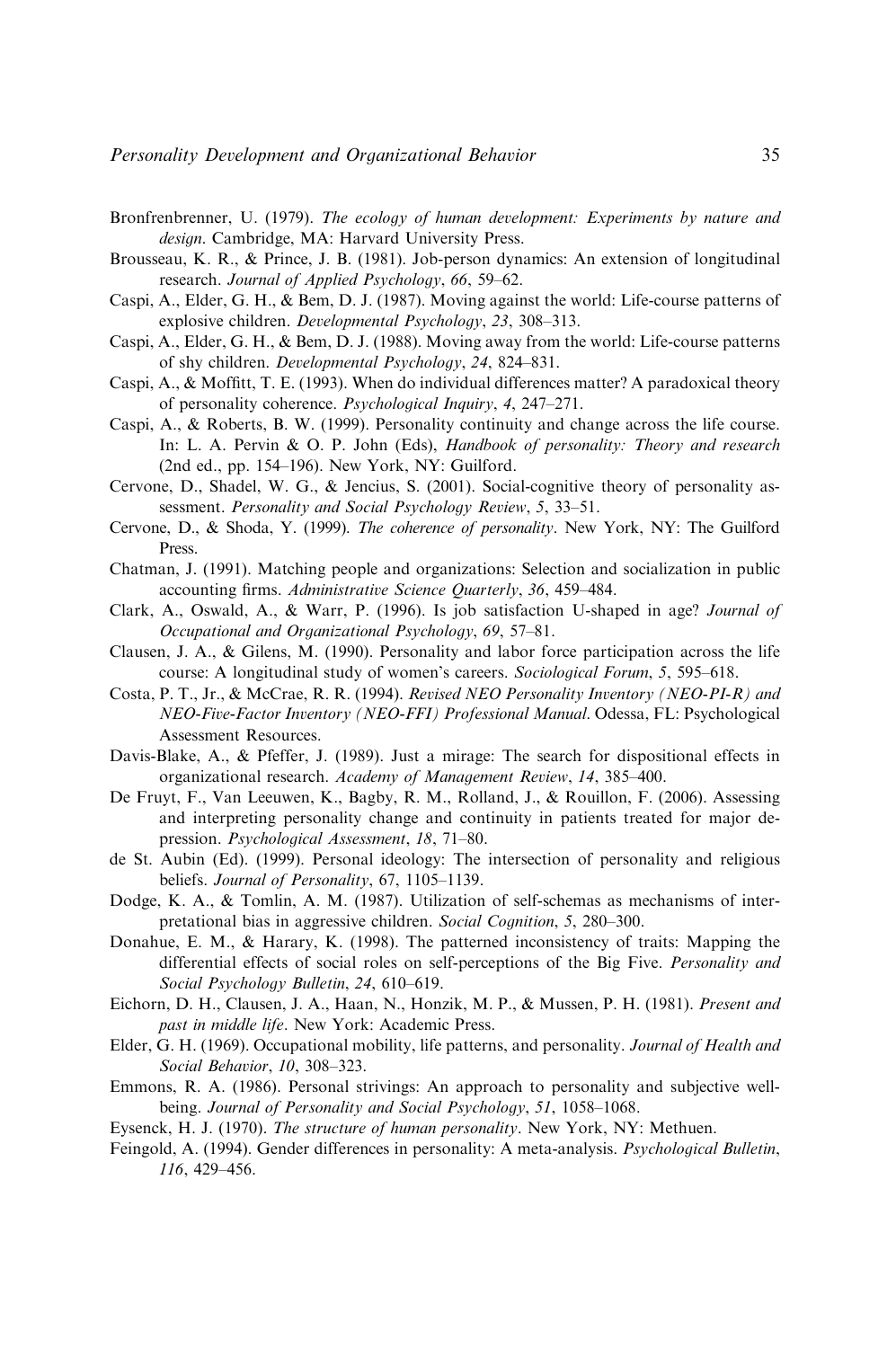Bronfenbrenner, U. (1979). *The ecology of human development: Experiments by nature and design*. Cambridge, MA: Harvard University Press.

Brousseau, K. R., & Prince, J. B. (1981). Job-person dynamics: An extension of longitudinal research. *Journal of Applied Psychology*, *66*, 59–62.

Caspi, A., Elder, G. H., & Bem, D. J. (1987). Moving against the world: Life-course patterns of explosive children. *Developmental Psychology*, *23*, 308–313.

Caspi, A., Elder, G. H., & Bem, D. J. (1988). Moving away from the world: Life-course patterns of shy children. *Developmental Psychology*, *24*, 824–831.

Caspi, A., & Moffitt, T. E. (1993). When do individual differences matter? A paradoxical theory of personality coherence. *Psychological Inquiry*, *4*, 247–271.

Caspi, A., & Roberts, B. W. (1999). Personality continuity and change across the life course. In: L. A. Pervin & O. P. John (Eds), *Handbook of personality: Theory and research* (2nd ed., pp. 154–196). New York, NY: Guilford.

Cervone, D., Shadel, W. G., & Jencius, S. (2001). Social-cognitive theory of personality assessment. *Personality and Social Psychology Review*, *5*, 33–51.

Cervone, D., & Shoda, Y. (1999). *The coherence of personality*. New York, NY: The Guilford Press.

Chatman, J. (1991). Matching people and organizations: Selection and socialization in public accounting firms. *Administrative Science Quarterly*, *36*, 459–484.

Clark, A., Oswald, A., & Warr, P. (1996). Is job satisfaction U-shaped in age? *Journal of Occupational and Organizational Psychology*, *69*, 57–81.

Clausen, J. A., & Gilens, M. (1990). Personality and labor force participation across the life course: A longitudinal study of women's careers. *Sociological Forum*, *5*, 595–618.

Costa, P. T., Jr., & McCrae, R. R. (1994). *Revised NEO Personality Inventory (NEO-PI-R) and NEO-Five-Factor Inventory (NEO-FFI) Professional Manual*. Odessa, FL: Psychological Assessment Resources.

Davis-Blake, A., & Pfeffer, J. (1989). Just a mirage: The search for dispositional effects in organizational research. *Academy of Management Review*, *14*, 385–400.

De Fruyt, F., Van Leeuwen, K., Bagby, R. M., Rolland, J., & Rouillon, F. (2006). Assessing and interpreting personality change and continuity in patients treated for major depression. *Psychological Assessment*, *18*, 71–80.

de St. Aubin (Ed). (1999). Personal ideology: The intersection of personality and religious beliefs. *Journal of Personality*, 67, 1105–1139.

Dodge, K. A., & Tomlin, A. M. (1987). Utilization of self-schemas as mechanisms of interpretational bias in aggressive children. *Social Cognition*, *5*, 280–300.

Donahue, E. M., & Harary, K. (1998). The patterned inconsistency of traits: Mapping the differential effects of social roles on self-perceptions of the Big Five. *Personality and Social Psychology Bulletin*, *24*, 610–619.

Eichorn, D. H., Clausen, J. A., Haan, N., Honzik, M. P., & Mussen, P. H. (1981). *Present and past in middle life*. New York: Academic Press.

Elder, G. H. (1969). Occupational mobility, life patterns, and personality. *Journal of Health and Social Behavior*, *10*, 308–323.

Emmons, R. A. (1986). Personal strivings: An approach to personality and subjective well-being. *Journal of Personality and Social Psychology*, *51*, 1058–1068.

Eysenck, H. J. (1970). *The structure of human personality*. New York, NY: Methuen.

Feingold, A. (1994). Gender differences in personality: A meta-analysis. *Psychological Bulletin*, *116*, 429–456.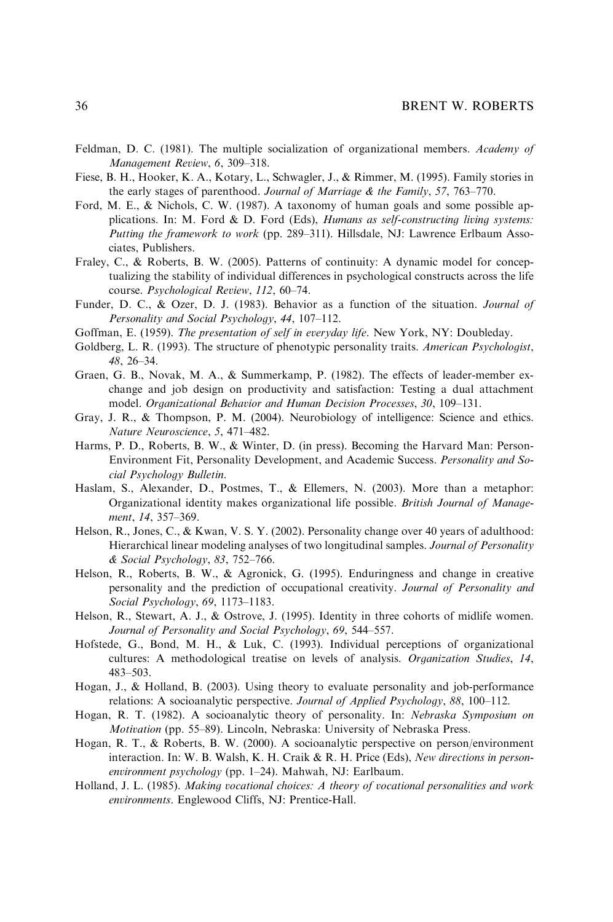Feldman, D. C. (1981). The multiple socialization of organizational members. *Academy of Management Review*, *6*, 309–318.

Fiese, B. H., Hooker, K. A., Kotary, L., Schwagler, J., & Rimmer, M. (1995). Family stories in the early stages of parenthood. *Journal of Marriage & the Family*, *57*, 763–770.

Ford, M. E., & Nichols, C. W. (1987). A taxonomy of human goals and some possible applications. In: M. Ford & D. Ford (Eds), *Humans as self-constructing living systems: Putting the framework to work* (pp. 289–311). Hillsdale, NJ: Lawrence Erlbaum Associates, Publishers.

Fraley, C., & Roberts, B. W. (2005). Patterns of continuity: A dynamic model for conceptualizing the stability of individual differences in psychological constructs across the life course. *Psychological Review*, *112*, 60–74.

Funder, D. C., & Ozer, D. J. (1983). Behavior as a function of the situation. *Journal of Personality and Social Psychology*, *44*, 107–112.

Goffman, E. (1959). *The presentation of self in everyday life*. New York, NY: Doubleday.

Goldberg, L. R. (1993). The structure of phenotypic personality traits. *American Psychologist*, *48*, 26–34.

Graen, G. B., Novak, M. A., & Summerkamp, P. (1982). The effects of leader-member exchange and job design on productivity and satisfaction: Testing a dual attachment model. *Organizational Behavior and Human Decision Processes*, *30*, 109–131.

Gray, J. R., & Thompson, P. M. (2004). Neurobiology of intelligence: Science and ethics. *Nature Neuroscience*, *5*, 471–482.

Harms, P. D., Roberts, B. W., & Winter, D. (in press). Becoming the Harvard Man: Person-Environment Fit, Personality Development, and Academic Success. *Personality and Social Psychology Bulletin*.

Haslam, S., Alexander, D., Postmes, T., & Ellemers, N. (2003). More than a metaphor: Organizational identity makes organizational life possible. *British Journal of Management*, *14*, 357–369.

Helson, R., Jones, C., & Kwan, V. S. Y. (2002). Personality change over 40 years of adulthood: Hierarchical linear modeling analyses of two longitudinal samples. *Journal of Personality & Social Psychology*, *83*, 752–766.

Helson, R., Roberts, B. W., & Agronick, G. (1995). Enduringness and change in creative personality and the prediction of occupational creativity. *Journal of Personality and Social Psychology*, *69*, 1173–1183.

Helson, R., Stewart, A. J., & Ostrove, J. (1995). Identity in three cohorts of midlife women. *Journal of Personality and Social Psychology*, *69*, 544–557.

Hofstede, G., Bond, M. H., & Luk, C. (1993). Individual perceptions of organizational cultures: A methodological treatise on levels of analysis. *Organization Studies*, *14*, 483–503.

Hogan, J., & Holland, B. (2003). Using theory to evaluate personality and job-performance relations: A socioanalytic perspective. *Journal of Applied Psychology*, *88*, 100–112.

Hogan, R. T. (1982). A socioanalytic theory of personality. In: *Nebraska Symposium on Motivation* (pp. 55–89). Lincoln, Nebraska: University of Nebraska Press.

Hogan, R. T., & Roberts, B. W. (2000). A socioanalytic perspective on person/environment interaction. In: W. B. Walsh, K. H. Craik & R. H. Price (Eds), *New directions in person-environment psychology* (pp. 1–24). Mahwah, NJ: Earlbaum.

Holland, J. L. (1985). *Making vocational choices: A theory of vocational personalities and work environments*. Englewood Cliffs, NJ: Prentice-Hall.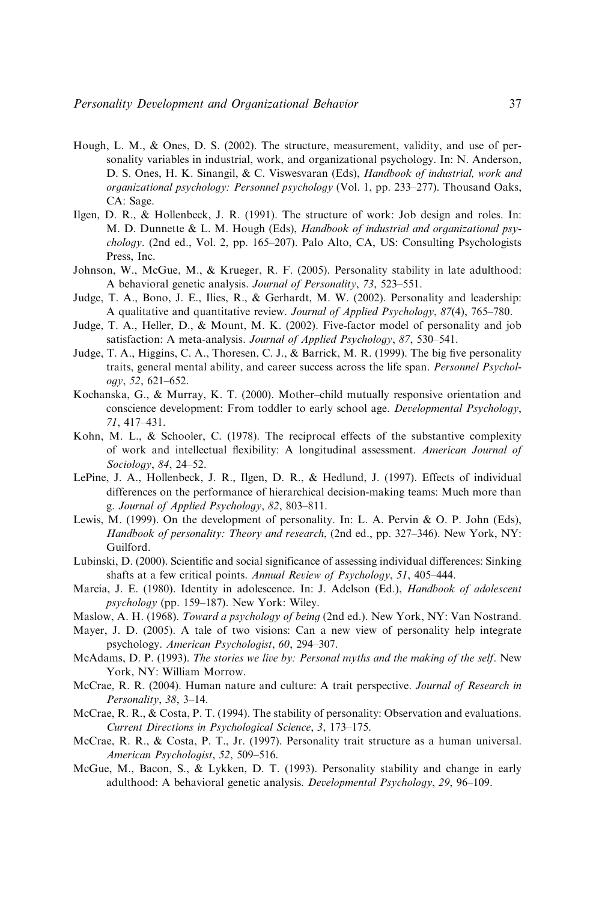Hough, L. M., & Ones, D. S. (2002). The structure, measurement, validity, and use of personality variables in industrial, work, and organizational psychology. In: N. Anderson, D. S. Ones, H. K. Sinangil, & C. Viswesvaran (Eds), *Handbook of industrial, work and organizational psychology: Personnel psychology* (Vol. 1, pp. 233–277). Thousand Oaks, CA: Sage.

Ilgen, D. R., & Hollenbeck, J. R. (1991). The structure of work: Job design and roles. In: M. D. Dunnette & L. M. Hough (Eds), *Handbook of industrial and organizational psychology*. (2nd ed., Vol. 2, pp. 165–207). Palo Alto, CA, US: Consulting Psychologists Press, Inc.

Johnson, W., McGue, M., & Krueger, R. F. (2005). Personality stability in late adulthood: A behavioral genetic analysis. *Journal of Personality*, *73*, 523–551.

Judge, T. A., Bono, J. E., Ilies, R., & Gerhardt, M. W. (2002). Personality and leadership: A qualitative and quantitative review. *Journal of Applied Psychology*, *87*(4), 765–780.

Judge, T. A., Heller, D., & Mount, M. K. (2002). Five-factor model of personality and job satisfaction: A meta-analysis. *Journal of Applied Psychology*, *87*, 530–541.

Judge, T. A., Higgins, C. A., Thoresen, C. J., & Barrick, M. R. (1999). The big five personality traits, general mental ability, and career success across the life span. *Personnel Psychology*, *52*, 621–652.

Kochanska, G., & Murray, K. T. (2000). Mother–child mutually responsive orientation and conscience development: From toddler to early school age. *Developmental Psychology*, *71*, 417–431.

Kohn, M. L., & Schooler, C. (1978). The reciprocal effects of the substantive complexity of work and intellectual flexibility: A longitudinal assessment. *American Journal of Sociology*, *84*, 24–52.

LePine, J. A., Hollenbeck, J. R., Ilgen, D. R., & Hedlund, J. (1997). Effects of individual differences on the performance of hierarchical decision-making teams: Much more than g. *Journal of Applied Psychology*, *82*, 803–811.

Lewis, M. (1999). On the development of personality. In: L. A. Pervin & O. P. John (Eds), *Handbook of personality: Theory and research*, (2nd ed., pp. 327–346). New York, NY: Guilford.

Lubinski, D. (2000). Scientific and social significance of assessing individual differences: Sinking shafts at a few critical points. *Annual Review of Psychology*, *51*, 405–444.

Marcia, J. E. (1980). Identity in adolescence. In: J. Adelson (Ed.), *Handbook of adolescent psychology* (pp. 159–187). New York: Wiley.

Maslow, A. H. (1968). *Toward a psychology of being* (2nd ed.). New York, NY: Van Nostrand.

Mayer, J. D. (2005). A tale of two visions: Can a new view of personality help integrate psychology. *American Psychologist*, *60*, 294–307.

McAdams, D. P. (1993). *The stories we live by: Personal myths and the making of the self*. New York, NY: William Morrow.

McCrae, R. R. (2004). Human nature and culture: A trait perspective. *Journal of Research in Personality*, *38*, 3–14.

McCrae, R. R., & Costa, P. T. (1994). The stability of personality: Observation and evaluations. *Current Directions in Psychological Science*, *3*, 173–175.

McCrae, R. R., & Costa, P. T., Jr. (1997). Personality trait structure as a human universal. *American Psychologist*, *52*, 509–516.

McGue, M., Bacon, S., & Lykken, D. T. (1993). Personality stability and change in early adulthood: A behavioral genetic analysis. *Developmental Psychology*, *29*, 96–109.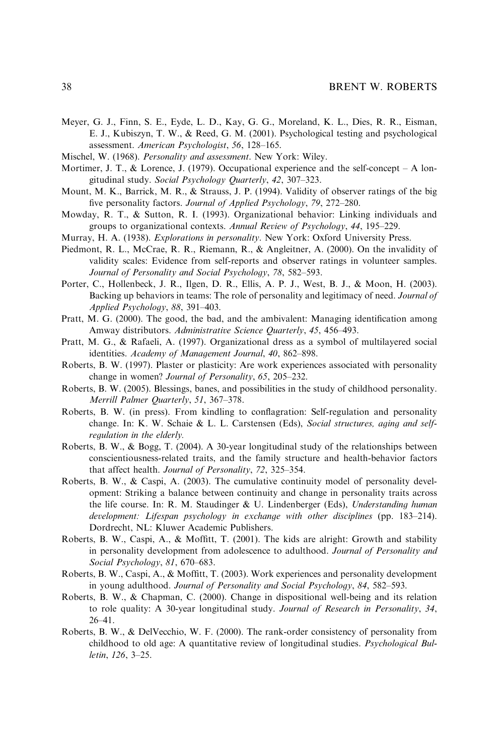Meyer, G. J., Finn, S. E., Eyde, L. D., Kay, G. G., Moreland, K. L., Dies, R. R., Eisman, E. J., Kubiszyn, T. W., & Reed, G. M. (2001). Psychological testing and psychological assessment. *American Psychologist*, *56*, 128–165.

Mischel, W. (1968). *Personality and assessment*. New York: Wiley.

Mortimer, J. T., & Lorence, J. (1979). Occupational experience and the self-concept – A longitudinal study. *Social Psychology Quarterly*, *42*, 307–323.

Mount, M. K., Barrick, M. R., & Strauss, J. P. (1994). Validity of observer ratings of the big five personality factors. *Journal of Applied Psychology*, *79*, 272–280.

Mowday, R. T., & Sutton, R. I. (1993). Organizational behavior: Linking individuals and groups to organizational contexts. *Annual Review of Psychology*, *44*, 195–229.

Murray, H. A. (1938). *Explorations in personality*. New York: Oxford University Press.

Piedmont, R. L., McCrae, R. R., Riemann, R., & Angleitner, A. (2000). On the invalidity of validity scales: Evidence from self-reports and observer ratings in volunteer samples. *Journal of Personality and Social Psychology*, *78*, 582–593.

Porter, C., Hollenbeck, J. R., Ilgen, D. R., Ellis, A. P. J., West, B. J., & Moon, H. (2003). Backing up behaviors in teams: The role of personality and legitimacy of need. *Journal of Applied Psychology*, *88*, 391–403.

Pratt, M. G. (2000). The good, the bad, and the ambivalent: Managing identification among Amway distributors. *Administrative Science Quarterly*, *45*, 456–493.

Pratt, M. G., & Rafaeli, A. (1997). Organizational dress as a symbol of multilayered social identities. *Academy of Management Journal*, *40*, 862–898.

Roberts, B. W. (1997). Plaster or plasticity: Are work experiences associated with personality change in women? *Journal of Personality*, *65*, 205–232.

Roberts, B. W. (2005). Blessings, banes, and possibilities in the study of childhood personality. *Merrill Palmer Quarterly*, *51*, 367–378.

Roberts, B. W. (in press). From kindling to conflagration: Self-regulation and personality change. In: K. W. Schaie & L. L. Carstensen (Eds), *Social structures, aging and self-regulation in the elderly.*

Roberts, B. W., & Bogg, T. (2004). A 30-year longitudinal study of the relationships between conscientiousness-related traits, and the family structure and health-behavior factors that affect health. *Journal of Personality*, *72*, 325–354.

Roberts, B. W., & Caspi, A. (2003). The cumulative continuity model of personality development: Striking a balance between continuity and change in personality traits across the life course. In: R. M. Staudinger & U. Lindenberger (Eds), *Understanding human development: Lifespan psychology in exchange with other disciplines* (pp. 183–214). Dordrecht, NL: Kluwer Academic Publishers.

Roberts, B. W., Caspi, A., & Moffitt, T. (2001). The kids are alright: Growth and stability in personality development from adolescence to adulthood. *Journal of Personality and Social Psychology*, *81*, 670–683.

Roberts, B. W., Caspi, A., & Moffitt, T. (2003). Work experiences and personality development in young adulthood. *Journal of Personality and Social Psychology*, *84*, 582–593.

Roberts, B. W., & Chapman, C. (2000). Change in dispositional well-being and its relation to role quality: A 30-year longitudinal study. *Journal of Research in Personality*, *34*, 26–41.

Roberts, B. W., & DelVecchio, W. F. (2000). The rank-order consistency of personality from childhood to old age: A quantitative review of longitudinal studies. *Psychological Bulletin*, *126*, 3–25.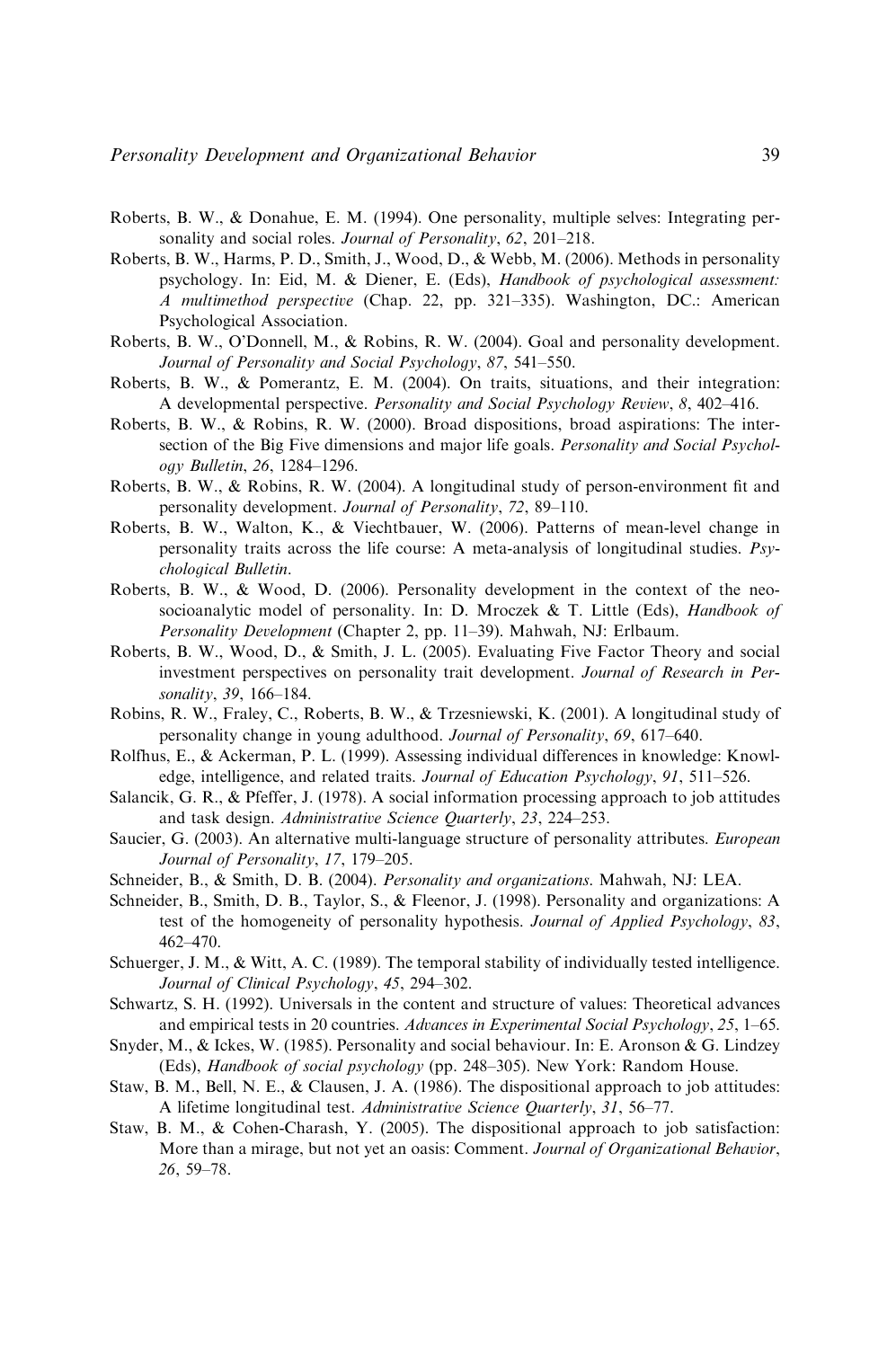Roberts, B. W., & Donahue, E. M. (1994). One personality, multiple selves: Integrating personality and social roles. *Journal of Personality*, *62*, 201–218.

Roberts, B. W., Harms, P. D., Smith, J., Wood, D., & Webb, M. (2006). Methods in personality psychology. In: Eid, M. & Diener, E. (Eds), *Handbook of psychological assessment: A multimethod perspective* (Chap. 22, pp. 321–335). Washington, DC.: American Psychological Association.

Roberts, B. W., O'Donnell, M., & Robins, R. W. (2004). Goal and personality development. *Journal of Personality and Social Psychology*, *87*, 541–550.

Roberts, B. W., & Pomerantz, E. M. (2004). On traits, situations, and their integration: A developmental perspective. *Personality and Social Psychology Review*, *8*, 402–416.

Roberts, B. W., & Robins, R. W. (2000). Broad dispositions, broad aspirations: The intersection of the Big Five dimensions and major life goals. *Personality and Social Psychology Bulletin*, *26*, 1284–1296.

Roberts, B. W., & Robins, R. W. (2004). A longitudinal study of person-environment fit and personality development. *Journal of Personality*, *72*, 89–110.

Roberts, B. W., Walton, K., & Viechtbauer, W. (2006). Patterns of mean-level change in personality traits across the life course: A meta-analysis of longitudinal studies. *Psychological Bulletin*.

Roberts, B. W., & Wood, D. (2006). Personality development in the context of the neo-socioanalytic model of personality. In: D. Mroczek & T. Little (Eds), *Handbook of Personality Development* (Chapter 2, pp. 11–39). Mahwah, NJ: Erlbaum.

Roberts, B. W., Wood, D., & Smith, J. L. (2005). Evaluating Five Factor Theory and social investment perspectives on personality trait development. *Journal of Research in Personality*, *39*, 166–184.

Robins, R. W., Fraley, C., Roberts, B. W., & Trzesniewski, K. (2001). A longitudinal study of personality change in young adulthood. *Journal of Personality*, *69*, 617–640.

Rolfhus, E., & Ackerman, P. L. (1999). Assessing individual differences in knowledge: Knowledge, intelligence, and related traits. *Journal of Education Psychology*, *91*, 511–526.

Salancik, G. R., & Pfeffer, J. (1978). A social information processing approach to job attitudes and task design. *Administrative Science Quarterly*, *23*, 224–253.

Saucier, G. (2003). An alternative multi-language structure of personality attributes. *European Journal of Personality*, *17*, 179–205.

Schneider, B., & Smith, D. B. (2004). *Personality and organizations*. Mahwah, NJ: LEA.

Schneider, B., Smith, D. B., Taylor, S., & Fleenor, J. (1998). Personality and organizations: A test of the homogeneity of personality hypothesis. *Journal of Applied Psychology*, *83*, 462–470.

Schuerger, J. M., & Witt, A. C. (1989). The temporal stability of individually tested intelligence. *Journal of Clinical Psychology*, *45*, 294–302.

Schwartz, S. H. (1992). Universals in the content and structure of values: Theoretical advances and empirical tests in 20 countries. *Advances in Experimental Social Psychology*, *25*, 1–65.

Snyder, M., & Ickes, W. (1985). Personality and social behaviour. In: E. Aronson & G. Lindzey (Eds), *Handbook of social psychology* (pp. 248–305). New York: Random House.

Staw, B. M., Bell, N. E., & Clausen, J. A. (1986). The dispositional approach to job attitudes: A lifetime longitudinal test. *Administrative Science Quarterly*, *31*, 56–77.

Staw, B. M., & Cohen-Charash, Y. (2005). The dispositional approach to job satisfaction: More than a mirage, but not yet an oasis: Comment. *Journal of Organizational Behavior*, *26*, 59–78.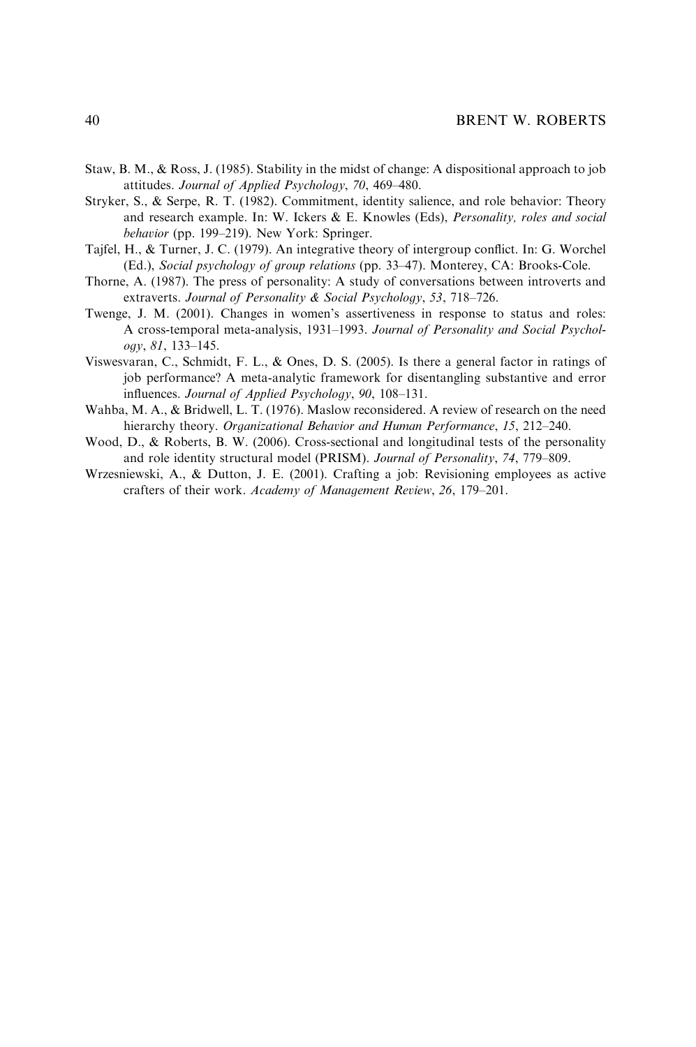Staw, B. M., & Ross, J. (1985). Stability in the midst of change: A dispositional approach to job attitudes. *Journal of Applied Psychology*, *70*, 469–480.

Stryker, S., & Serpe, R. T. (1982). Commitment, identity salience, and role behavior: Theory and research example. In: W. Ickers & E. Knowles (Eds), *Personality, roles and social behavior* (pp. 199–219). New York: Springer.

Tajfel, H., & Turner, J. C. (1979). An integrative theory of intergroup conflict. In: G. Worchel (Ed.), *Social psychology of group relations* (pp. 33–47). Monterey, CA: Brooks-Cole.

Thorne, A. (1987). The press of personality: A study of conversations between introverts and extraverts. *Journal of Personality & Social Psychology*, *53*, 718–726.

Twenge, J. M. (2001). Changes in women's assertiveness in response to status and roles: A cross-temporal meta-analysis, 1931–1993. *Journal of Personality and Social Psychology*, *81*, 133–145.

Viswesvaran, C., Schmidt, F. L., & Ones, D. S. (2005). Is there a general factor in ratings of job performance? A meta-analytic framework for disentangling substantive and error influences. *Journal of Applied Psychology*, *90*, 108–131.

Wahba, M. A., & Bridwell, L. T. (1976). Maslow reconsidered. A review of research on the need hierarchy theory. *Organizational Behavior and Human Performance*, *15*, 212–240.

Wood, D., & Roberts, B. W. (2006). Cross-sectional and longitudinal tests of the personality and role identity structural model (PRISM). *Journal of Personality*, *74*, 779–809.

Wrzesniewski, A., & Dutton, J. E. (2001). Crafting a job: Revisioning employees as active crafters of their work. *Academy of Management Review*, *26*, 179–201.